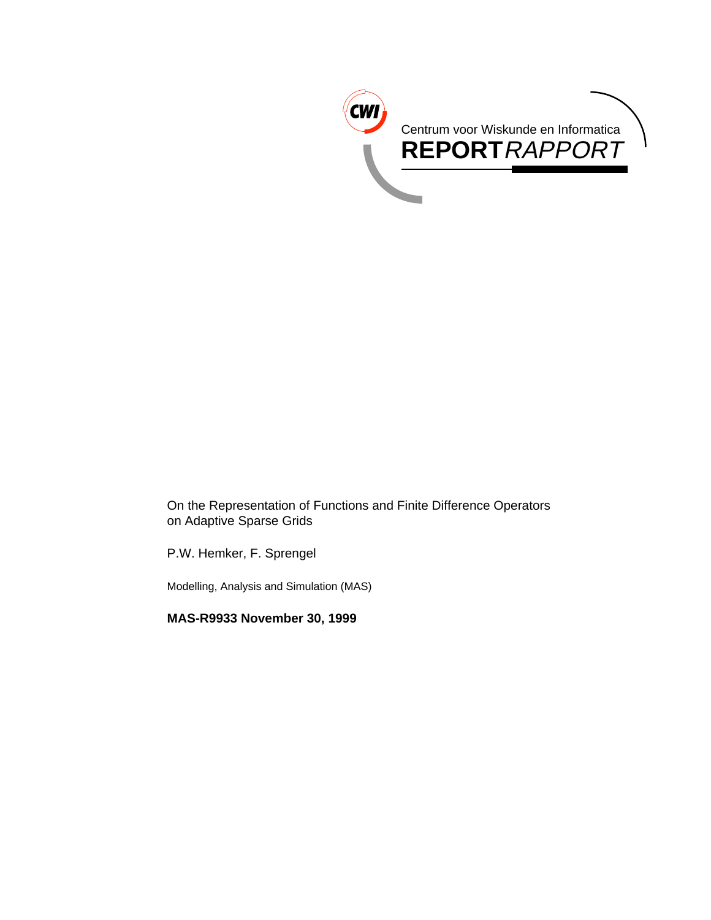Centrum voor Wiskunde en Informatica

**REPORT** *RAPPORT*

On the Representation of Functions and Finite Difference Operators on Adaptive Sparse Grids

P.W. Hemker, F. Sprengel

Modelling, Analysis and Simulation (MAS)

**MAS-R9933 November 30, 1999**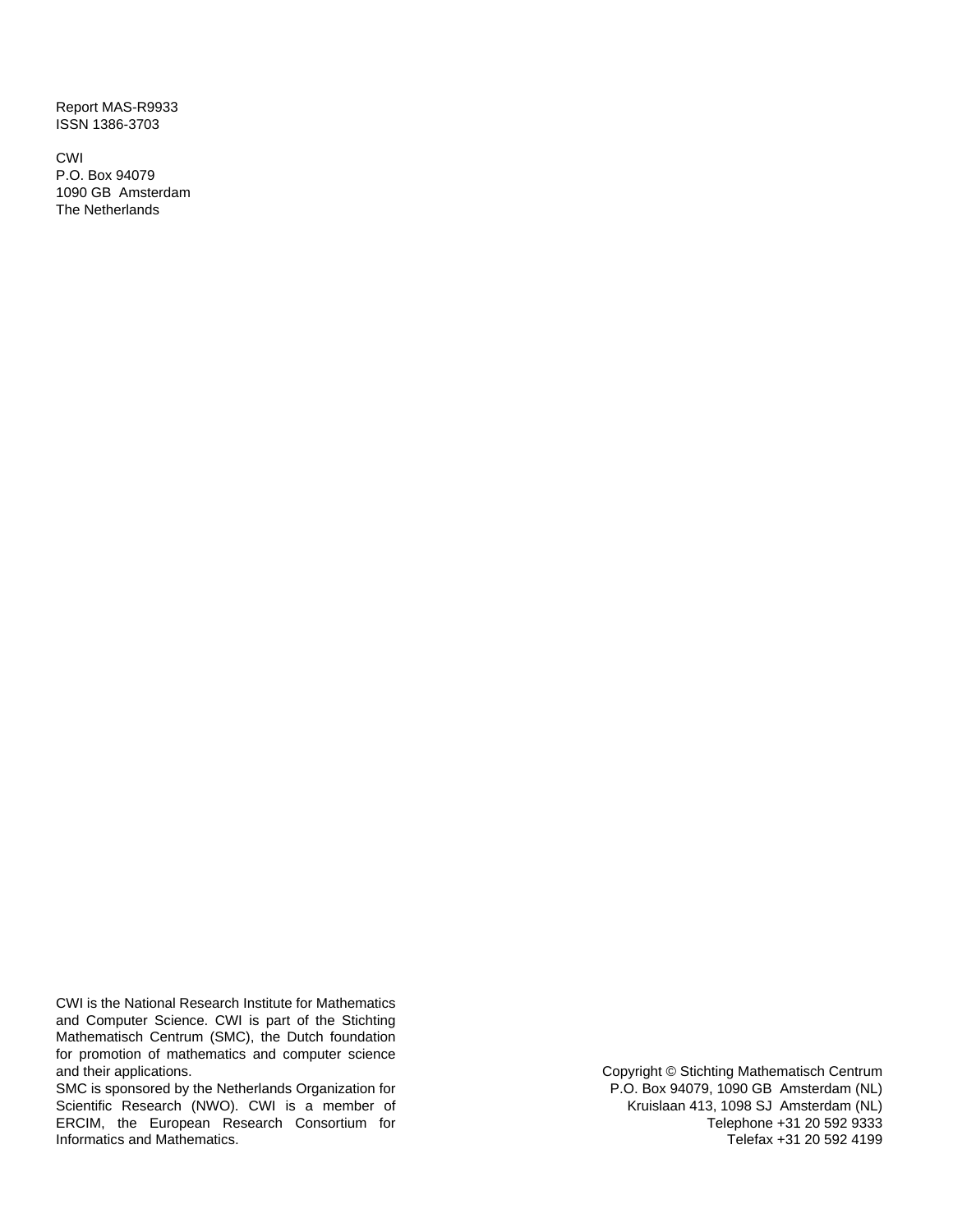Report MAS-R9933
ISSN 1386-3703

CWI
P.O. Box 94079
1090 GB Amsterdam
The Netherlands

CWI is the National Research Institute for Mathematics and Computer Science. CWI is part of the Stichting Mathematisch Centrum (SMC), the Dutch foundation for promotion of mathematics and computer science and their applications.
SMC is sponsored by the Netherlands Organization for Scientific Research (NWO). CWI is a member of ERCIM, the European Research Consortium for Informatics and Mathematics.

Copyright © Stichting Mathematisch Centrum
P.O. Box 94079, 1090 GB Amsterdam (NL)
Kruislaan 413, 1098 SJ Amsterdam (NL)
Telephone +31 20 592 9333
Telefax +31 20 592 4199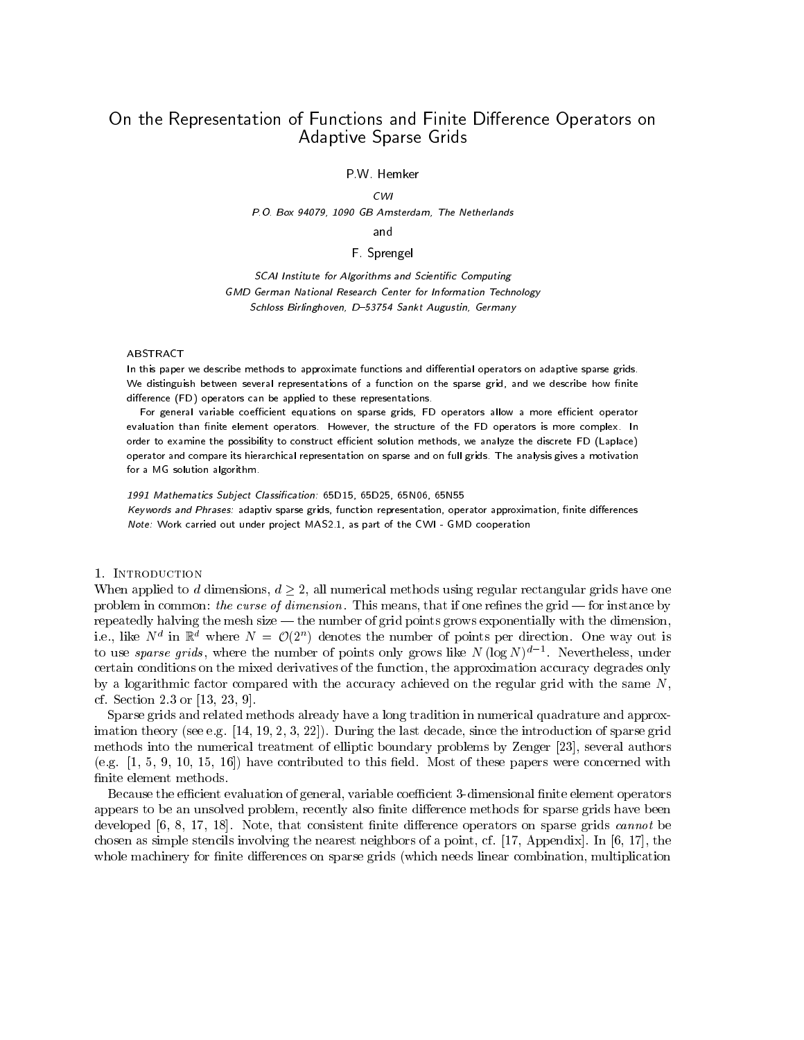# On the Representation of Functions and Finite Difference Operators on Adaptive Sparse Grids

P.W. Hemker

*CWI*

*P.O. Box 94079, 1090 GB Amsterdam, The Netherlands*

and

F. Sprengel

*SCAI Institute for Algorithms and Scientific Computing*

*GMD German National Research Center for Information Technology*

*Schloss Birlinghoven, D–53754 Sankt Augustin, Germany*

## ABSTRACT

In this paper we describe methods to approximate functions and differential operators on adaptive sparse grids. We distinguish between several representations of a function on the sparse grid, and we describe how finite difference (FD) operators can be applied to these representations.

For general variable coefficient equations on sparse grids, FD operators allow a more efficient operator evaluation than finite element operators. However, the structure of the FD operators is more complex. In order to examine the possibility to construct efficient solution methods, we analyze the discrete FD (Laplace) operator and compare its hierarchical representation on sparse and on full grids. The analysis gives a motivation for a MG solution algorithm.

*1991 Mathematics Subject Classification:* 65D15, 65D25, 65N06, 65N55

*Keywords and Phrases:* adaptiv sparse grids, function representation, operator approximation, finite differences

*Note:* Work carried out under project MAS2.1, as part of the CWI - GMD cooperation

## 1. Introduction

When applied to $d$ dimensions, $d \geq 2$, all numerical methods using regular rectangular grids have one problem in common: *the curse of dimension*. This means, that if one refines the grid — for instance by repeatedly halving the mesh size — the number of grid points grows exponentially with the dimension, i.e., like $N^d$ in $\mathbb{R}^d$ where $N = \mathcal{O}(2^n)$ denotes the number of points per direction. One way out is to use *sparse grids*, where the number of points only grows like $N(\log N)^{d-1}$. Nevertheless, under certain conditions on the mixed derivatives of the function, the approximation accuracy degrades only by a logarithmic factor compared with the accuracy achieved on the regular grid with the same $N$, cf. Section 2.3 or [13, 23, 9].

Sparse grids and related methods already have a long tradition in numerical quadrature and approximation theory (see e.g. [14, 19, 2, 3, 22]). During the last decade, since the introduction of sparse grid methods into the numerical treatment of elliptic boundary problems by Zenger [23], several authors (e.g. [1, 5, 9, 10, 15, 16]) have contributed to this field. Most of these papers were concerned with finite element methods.

Because the efficient evaluation of general, variable coefficient 3-dimensional finite element operators appears to be an unsolved problem, recently also finite difference methods for sparse grids have been developed [6, 8, 17, 18]. Note, that consistent finite difference operators on sparse grids *cannot* be chosen as simple stencils involving the nearest neighbors of a point, cf. [17, Appendix]. In [6, 17], the whole machinery for finite differences on sparse grids (which needs linear combination, multiplication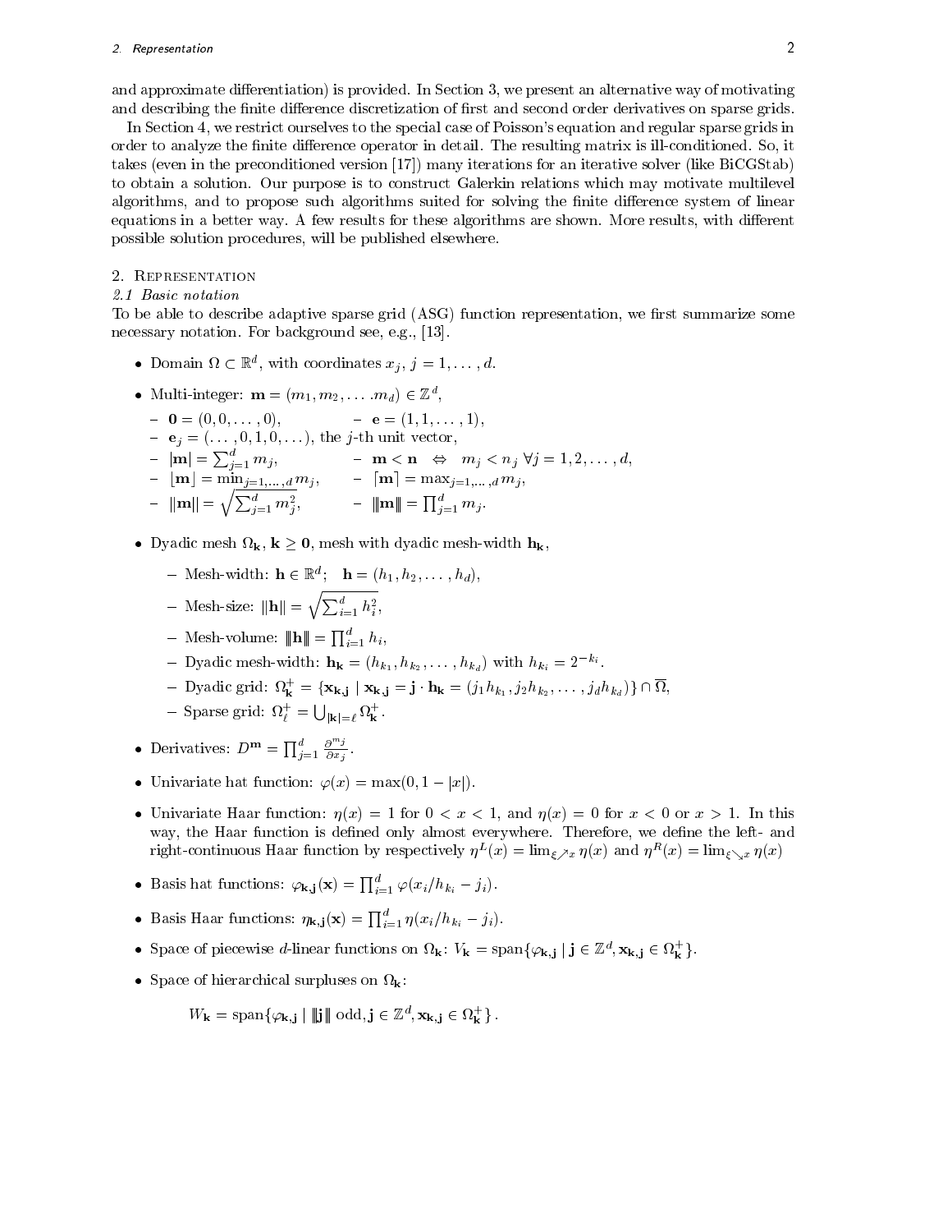and approximate differentiation) is provided. In Section 3, we present an alternative way of motivating and describing the finite difference discretization of first and second order derivatives on sparse grids.

In Section 4, we restrict ourselves to the special case of Poisson's equation and regular sparse grids in order to analyze the finite difference operator in detail. The resulting matrix is ill-conditioned. So, it takes (even in the preconditioned version [17]) many iterations for an iterative solver (like BiCGStab) to obtain a solution. Our purpose is to construct Galerkin relations which may motivate multilevel algorithms, and to propose such algorithms suited for solving the finite difference system of linear equations in a better way. A few results for these algorithms are shown. More results, with different possible solution procedures, will be published elsewhere.

## 2. Representation

### 2.1 Basic notation

To be able to describe adaptive sparse grid (ASG) function representation, we first summarize some necessary notation. For background see, e.g., [13].

- Domain $\Omega \subset \mathbb{R}^d$, with coordinates $x_j$, $j = 1, \ldots, d$.
- Multi-integer: $\mathbf{m} = (m_1, m_2, \ldots .m_d) \in \mathbb{Z}^d$,
  - $\mathbf{0} = (0, 0, \ldots, 0)$, – $\mathbf{e} = (1, 1, \ldots, 1)$,
  - $\mathbf{e}_j = (\ldots, 0, 1, 0, \ldots)$, the $j$-th unit vector,
  - $|\mathbf{m}| = \sum_{j=1}^d m_j$, – $\mathbf{m} < \mathbf{n} \;\; \Leftrightarrow \;\; m_j < n_j \; \forall j = 1, 2, \ldots, d$,
  - $\lfloor \mathbf{m} \rfloor = \min_{j=1,\ldots,d} m_j$, – $\lceil \mathbf{m} \rceil = \max_{j=1,\ldots,d} m_j$,
  - $\|\mathbf{m}\| = \sqrt{\sum_{j=1}^d m_j^2}$, – $|||\mathbf{m}||| = \prod_{j=1}^d m_j$.
- Dyadic mesh $\Omega_\mathbf{k}$, $\mathbf{k} \geq \mathbf{0}$, mesh with dyadic mesh-width $\mathbf{h_k}$,
  - Mesh-width: $\mathbf{h} \in \mathbb{R}^d$; $\;\; \mathbf{h} = (h_1, h_2, \ldots, h_d)$,
  - Mesh-size: $\|\mathbf{h}\| = \sqrt{\sum_{i=1}^d h_i^2}$,
  - Mesh-volume: $|||\mathbf{h}||| = \prod_{i=1}^d h_i$,
  - Dyadic mesh-width: $\mathbf{h_k} = (h_{k_1}, h_{k_2}, \ldots, h_{k_d})$ with $h_{k_i} = 2^{-k_i}$.
  - Dyadic grid: $\Omega_\mathbf{k}^+ = \{\mathbf{x_{k,j}} \mid \mathbf{x_{k,j}} = \mathbf{j} \cdot \mathbf{h_k} = (j_1 h_{k_1}, j_2 h_{k_2}, \ldots, j_d h_{k_d})\} \cap \overline{\Omega}$,
  - Sparse grid: $\Omega_\ell^+ = \bigcup_{|\mathbf{k}|=\ell} \Omega_\mathbf{k}^+$.
- Derivatives: $D^\mathbf{m} = \prod_{j=1}^d \frac{\partial^{m_j}}{\partial x_j}$.
- Univariate hat function: $\varphi(x) = \max(0, 1 - |x|)$.
- Univariate Haar function: $\eta(x) = 1$ for $0 < x < 1$, and $\eta(x) = 0$ for $x < 0$ or $x > 1$. In this way, the Haar function is defined only almost everywhere. Therefore, we define the left- and right-continuous Haar function by respectively $\eta^L(x) = \lim_{\xi \nearrow x} \eta(x)$ and $\eta^R(x) = \lim_{\xi \searrow x} \eta(x)$
- Basis hat functions: $\varphi_{\mathbf{k,j}}(\mathbf{x}) = \prod_{i=1}^d \varphi(x_i / h_{k_i} - j_i)$.
- Basis Haar functions: $\eta_{\mathbf{k,j}}(\mathbf{x}) = \prod_{i=1}^d \eta(x_i / h_{k_i} - j_i)$.
- Space of piecewise $d$-linear functions on $\Omega_\mathbf{k}$: $V_\mathbf{k} = \operatorname{span}\{\varphi_{\mathbf{k,j}} \mid \mathbf{j} \in \mathbb{Z}^d, \mathbf{x_{k,j}} \in \Omega_\mathbf{k}^+\}$.
- Space of hierarchical surpluses on $\Omega_\mathbf{k}$:

$$W_\mathbf{k} = \operatorname{span}\{\varphi_{\mathbf{k,j}} \mid |||\mathbf{j}||| \text{ odd}, \mathbf{j} \in \mathbb{Z}^d, \mathbf{x_{k,j}} \in \Omega_\mathbf{k}^+\}\,.$$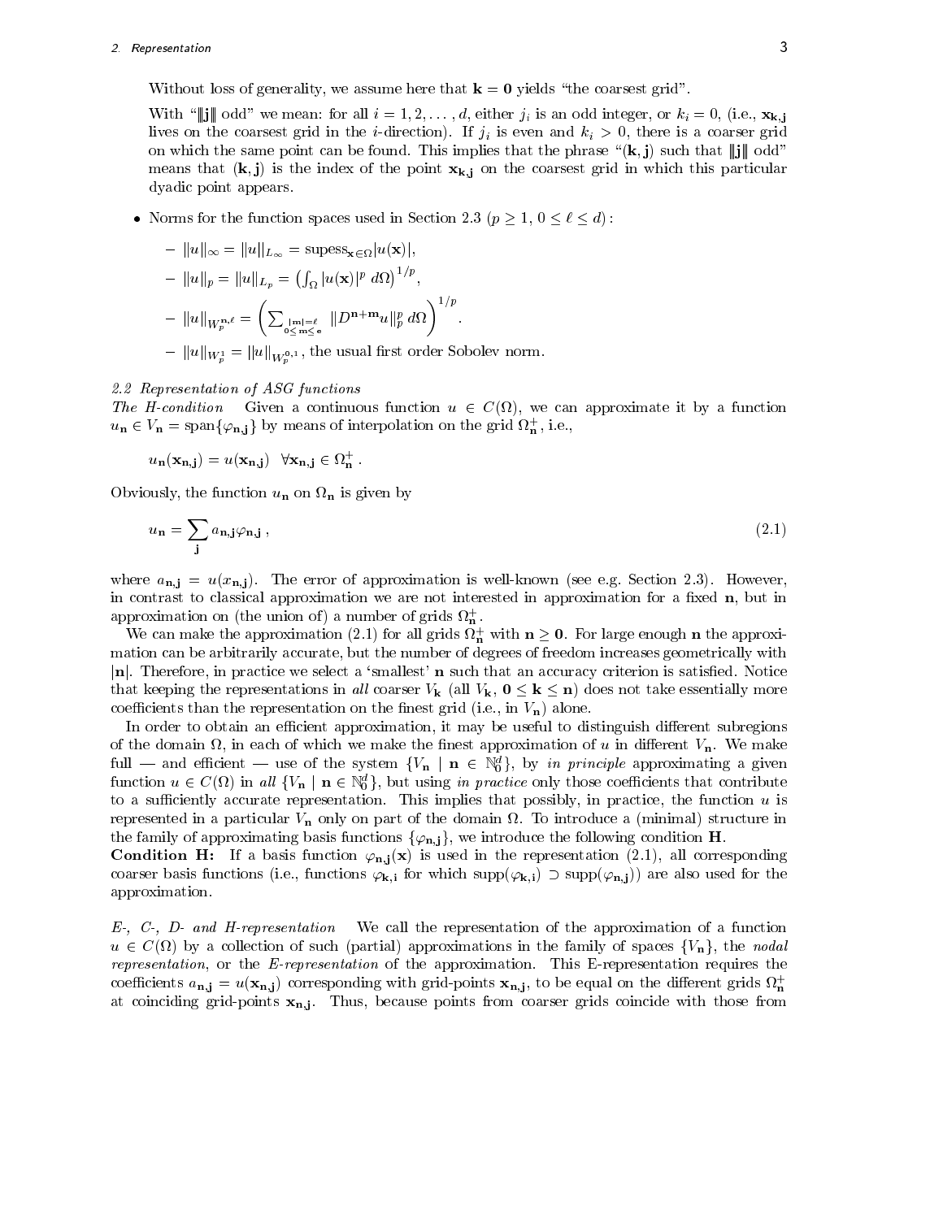Without loss of generality, we assume here that $\mathbf{k} = \mathbf{0}$ yields "the coarsest grid".

With "$\|\mathbf{j}\|$ odd" we mean: for all $i = 1, 2, \ldots, d$, either $j_i$ is an odd integer, or $k_i = 0$, (i.e., $\mathbf{x}_{\mathbf{k},\mathbf{j}}$ lives on the coarsest grid in the $i$-direction). If $j_i$ is even and $k_i > 0$, there is a coarser grid on which the same point can be found. This implies that the phrase "$(\mathbf{k}, \mathbf{j})$ such that $\|\mathbf{j}\|$ odd" means that $(\mathbf{k}, \mathbf{j})$ is the index of the point $\mathbf{x}_{\mathbf{k},\mathbf{j}}$ on the coarsest grid in which this particular dyadic point appears.

- Norms for the function spaces used in Section 2.3 ($p \geq 1$, $0 \leq \ell \leq d$):
  - $\|u\|_\infty = \|u\|_{L_\infty} = \text{supess}_{\mathbf{x}\in\Omega}|u(\mathbf{x})|$,
  - $\|u\|_p = \|u\|_{L_p} = \left(\int_\Omega |u(\mathbf{x})|^p \, d\Omega\right)^{1/p}$,
  - $\|u\|_{W_p^{\mathbf{n},\ell}} = \left(\sum_{\substack{|\mathbf{m}|=\ell \\ 0\leq \mathbf{m}\leq \mathbf{e}}} \|D^{\mathbf{n}+\mathbf{m}}u\|_p^p \, d\Omega\right)^{1/p}$.
  - $\|u\|_{W_p^1} = \|u\|_{W_p^{0,1}}$, the usual first order Sobolev norm.

### 2.2 Representation of ASG functions

*The H-condition* Given a continuous function $u \in C(\Omega)$, we can approximate it by a function $u_\mathbf{n} \in V_\mathbf{n} = \text{span}\{\varphi_{\mathbf{n},\mathbf{j}}\}$ by means of interpolation on the grid $\Omega_\mathbf{n}^+$, i.e.,

$$u_\mathbf{n}(\mathbf{x}_{\mathbf{n},\mathbf{j}}) = u(\mathbf{x}_{\mathbf{n},\mathbf{j}}) \quad \forall \mathbf{x}_{\mathbf{n},\mathbf{j}} \in \Omega_\mathbf{n}^+ .$$

Obviously, the function $u_\mathbf{n}$ on $\Omega_\mathbf{n}$ is given by

$$u_\mathbf{n} = \sum_\mathbf{j} a_{\mathbf{n},\mathbf{j}} \varphi_{\mathbf{n},\mathbf{j}} , \tag{2.1}$$

where $a_{\mathbf{n},\mathbf{j}} = u(x_{\mathbf{n},\mathbf{j}})$. The error of approximation is well-known (see e.g. Section 2.3). However, in contrast to classical approximation we are not interested in approximation for a fixed $\mathbf{n}$, but in approximation on (the union of) a number of grids $\Omega_\mathbf{n}^+$.

We can make the approximation (2.1) for all grids $\Omega_\mathbf{n}^+$ with $\mathbf{n} \geq \mathbf{0}$. For large enough $\mathbf{n}$ the approximation can be arbitrarily accurate, but the number of degrees of freedom increases geometrically with $|\mathbf{n}|$. Therefore, in practice we select a 'smallest' $\mathbf{n}$ such that an accuracy criterion is satisfied. Notice that keeping the representations in *all* coarser $V_\mathbf{k}$ (all $V_\mathbf{k}$, $\mathbf{0} \leq \mathbf{k} \leq \mathbf{n}$) does not take essentially more coefficients than the representation on the finest grid (i.e., in $V_\mathbf{n}$) alone.

In order to obtain an efficient approximation, it may be useful to distinguish different subregions of the domain $\Omega$, in each of which we make the finest approximation of $u$ in different $V_\mathbf{n}$. We make full — and efficient — use of the system $\{V_\mathbf{n} \mid \mathbf{n} \in \mathbb{N}_0^d\}$, by *in principle* approximating a given function $u \in C(\Omega)$ in *all* $\{V_\mathbf{n} \mid \mathbf{n} \in \mathbb{N}_0^d\}$, but using *in practice* only those coefficients that contribute to a sufficiently accurate representation. This implies that possibly, in practice, the function $u$ is represented in a particular $V_\mathbf{n}$ only on part of the domain $\Omega$. To introduce a (minimal) structure in the family of approximating basis functions $\{\varphi_{\mathbf{n},\mathbf{j}}\}$, we introduce the following condition **H**.

**Condition H:** If a basis function $\varphi_{\mathbf{n},\mathbf{j}}(\mathbf{x})$ is used in the representation (2.1), all corresponding coarser basis functions (i.e., functions $\varphi_{\mathbf{k},\mathbf{i}}$ for which $\text{supp}(\varphi_{\mathbf{k},\mathbf{i}}) \supset \text{supp}(\varphi_{\mathbf{n},\mathbf{j}})$) are also used for the approximation.

*E-, C-, D- and H-representation* We call the representation of the approximation of a function $u \in C(\Omega)$ by a collection of such (partial) approximations in the family of spaces $\{V_\mathbf{n}\}$, the *nodal representation*, or the *E-representation* of the approximation. This E-representation requires the coefficients $a_{\mathbf{n},\mathbf{j}} = u(\mathbf{x}_{\mathbf{n},\mathbf{j}})$ corresponding with grid-points $\mathbf{x}_{\mathbf{n},\mathbf{j}}$, to be equal on the different grids $\Omega_\mathbf{n}^+$ at coinciding grid-points $\mathbf{x}_{\mathbf{n},\mathbf{j}}$. Thus, because points from coarser grids coincide with those from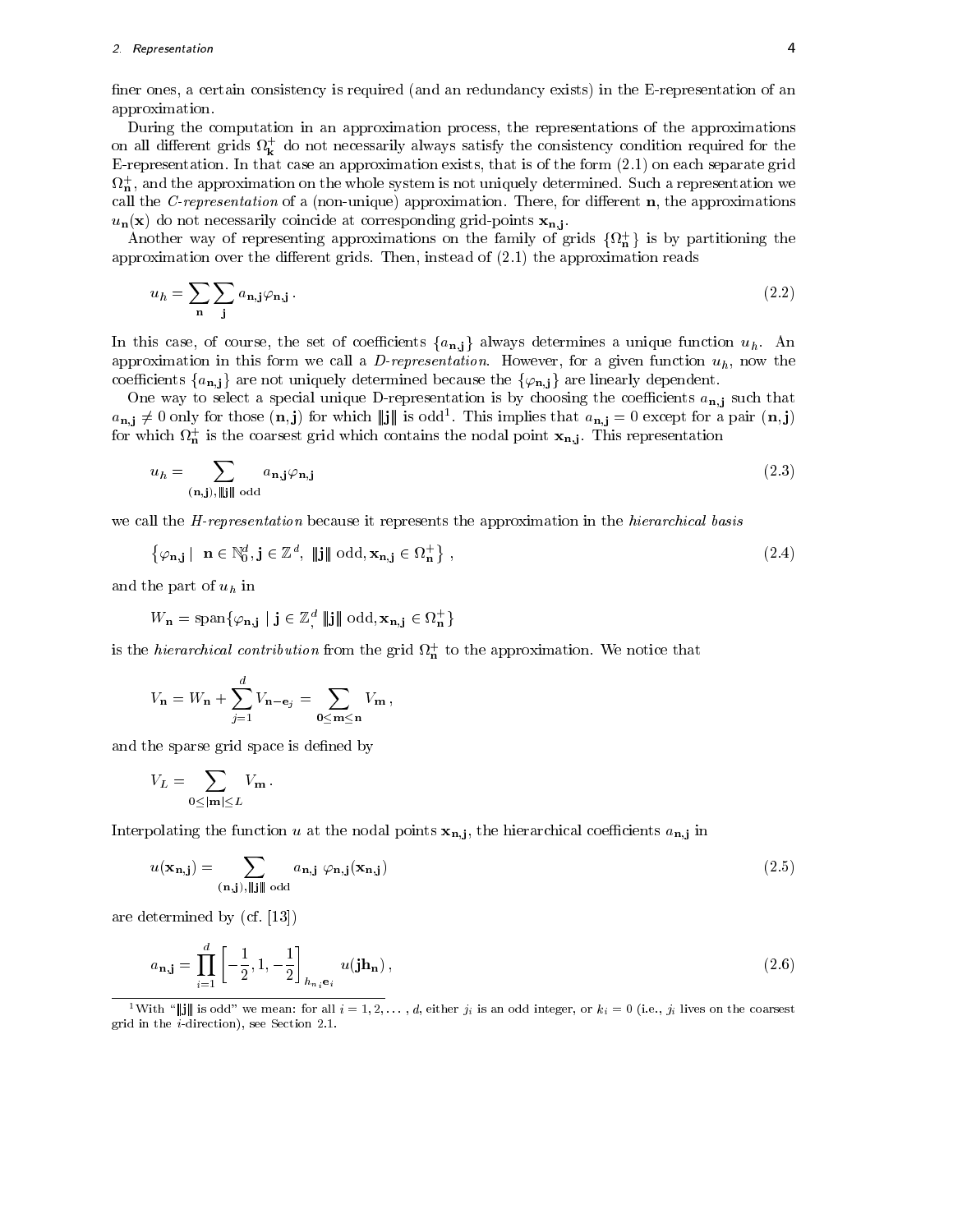finer ones, a certain consistency is required (and an redundancy exists) in the E-representation of an approximation.

During the computation in an approximation process, the representations of the approximations on all different grids $\Omega^+_{\mathbf{k}}$ do not necessarily always satisfy the consistency condition required for the E-representation. In that case an approximation exists, that is of the form (2.1) on each separate grid $\Omega^+_{\mathbf{n}}$, and the approximation on the whole system is not uniquely determined. Such a representation we call the *C-representation* of a (non-unique) approximation. There, for different $\mathbf{n}$, the approximations $u_{\mathbf{n}}(\mathbf{x})$ do not necessarily coincide at corresponding grid-points $\mathbf{x}_{\mathbf{n},\mathbf{j}}$.

Another way of representing approximations on the family of grids $\{\Omega^+_{\mathbf{n}}\}$ is by partitioning the approximation over the different grids. Then, instead of (2.1) the approximation reads

$$u_h = \sum_{\mathbf{n}} \sum_{\mathbf{j}} a_{\mathbf{n},\mathbf{j}} \varphi_{\mathbf{n},\mathbf{j}} \,. \tag{2.2}$$

In this case, of course, the set of coefficients $\{a_{\mathbf{n},\mathbf{j}}\}$ always determines a unique function $u_h$. An approximation in this form we call a *D-representation*. However, for a given function $u_h$, now the coefficients $\{a_{\mathbf{n},\mathbf{j}}\}$ are not uniquely determined because the $\{\varphi_{\mathbf{n},\mathbf{j}}\}$ are linearly dependent.

One way to select a special unique D-representation is by choosing the coefficients $a_{\mathbf{n},\mathbf{j}}$ such that $a_{\mathbf{n},\mathbf{j}} \neq 0$ only for those $(\mathbf{n},\mathbf{j})$ for which $\|\mathbf{j}\|$ is odd[1]. This implies that $a_{\mathbf{n},\mathbf{j}} = 0$ except for a pair $(\mathbf{n},\mathbf{j})$ for which $\Omega^+_{\mathbf{n}}$ is the coarsest grid which contains the nodal point $\mathbf{x}_{\mathbf{n},\mathbf{j}}$. This representation

$$u_h = \sum_{(\mathbf{n},\mathbf{j}),\, \|\mathbf{j}\| \text{ odd}} a_{\mathbf{n},\mathbf{j}} \varphi_{\mathbf{n},\mathbf{j}} \tag{2.3}$$

we call the *H-representation* because it represents the approximation in the *hierarchical basis*

$$\left\{ \varphi_{\mathbf{n},\mathbf{j}} \mid \; \mathbf{n} \in \mathbb{N}_0^d, \mathbf{j} \in \mathbb{Z}^d, \; \|\mathbf{j}\| \text{ odd}, \mathbf{x}_{\mathbf{n},\mathbf{j}} \in \Omega^+_{\mathbf{n}} \right\} , \tag{2.4}$$

and the part of $u_h$ in

$$W_{\mathbf{n}} = \operatorname{span}\{\varphi_{\mathbf{n},\mathbf{j}} \mid \mathbf{j} \in \mathbb{Z}^d_, \|\mathbf{j}\| \text{ odd}, \mathbf{x}_{\mathbf{n},\mathbf{j}} \in \Omega^+_{\mathbf{n}}\}$$

is the *hierarchical contribution* from the grid $\Omega^+_{\mathbf{n}}$ to the approximation. We notice that

$$V_{\mathbf{n}} = W_{\mathbf{n}} + \sum_{j=1}^{d} V_{\mathbf{n}-\mathbf{e}_j} = \sum_{\mathbf{0} \leq \mathbf{m} \leq \mathbf{n}} V_{\mathbf{m}} \,,$$

and the sparse grid space is defined by

$$V_L = \sum_{0 \leq |\mathbf{m}| \leq L} V_{\mathbf{m}} \,.$$

Interpolating the function $u$ at the nodal points $\mathbf{x}_{\mathbf{n},\mathbf{j}}$, the hierarchical coefficients $a_{\mathbf{n},\mathbf{j}}$ in

$$u(\mathbf{x}_{\mathbf{n},\mathbf{j}}) = \sum_{(\mathbf{n},\mathbf{j}),\, \|\mathbf{j}\| \text{ odd}} a_{\mathbf{n},\mathbf{j}} \; \varphi_{\mathbf{n},\mathbf{j}}(\mathbf{x}_{\mathbf{n},\mathbf{j}}) \tag{2.5}$$

are determined by (cf. [13])

$$a_{\mathbf{n},\mathbf{j}} = \prod_{i=1}^{d} \left[ -\frac{1}{2}, 1, -\frac{1}{2} \right]_{h_{n_i}\mathbf{e}_i} u(\mathbf{j}\mathbf{h}_{\mathbf{n}}) \,, \tag{2.6}$$

[1] With "$\|\mathbf{j}\|$ is odd" we mean: for all $i = 1, 2, \ldots, d$, either $j_i$ is an odd integer, or $k_i = 0$ (i.e., $j_i$ lives on the coarsest grid in the $i$-direction), see Section 2.1.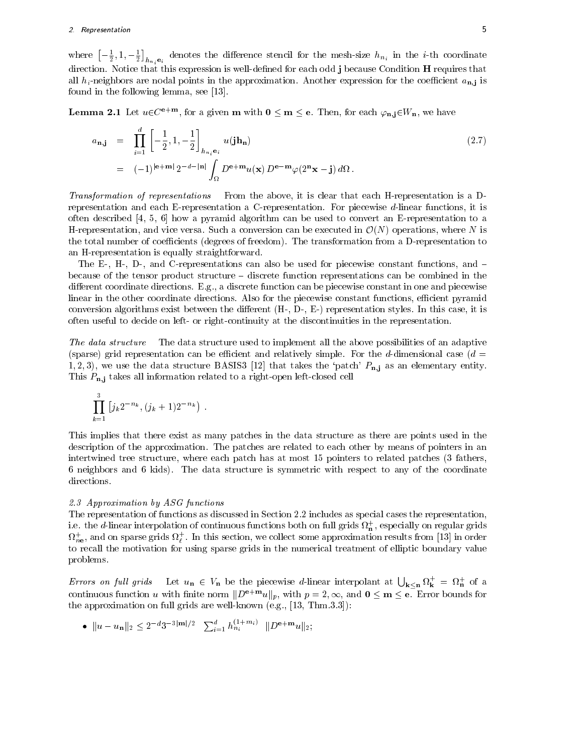where $\left[-\frac{1}{2}, 1, -\frac{1}{2}\right]_{h_{n_i}\mathbf{e}_i}$ denotes the difference stencil for the mesh-size $h_{n_i}$ in the $i$-th coordinate direction. Notice that this expression is well-defined for each odd $\mathbf{j}$ because Condition **H** requires that all $h_i$-neighbors are nodal points in the approximation. Another expression for the coefficient $a_{\mathbf{n},\mathbf{j}}$ is found in the following lemma, see [13].

**Lemma 2.1** Let $u \in C^{\mathbf{e}+\mathbf{m}}$, for a given $\mathbf{m}$ with $\mathbf{0} \leq \mathbf{m} \leq \mathbf{e}$. Then, for each $\varphi_{\mathbf{n},\mathbf{j}} \in W_{\mathbf{n}}$, we have

$$
\begin{aligned}
a_{\mathbf{n}\mathbf{j}} &= \prod_{i=1}^{d} \left[-\frac{1}{2}, 1, -\frac{1}{2}\right]_{h_{n_i}\mathbf{e}_i} u(\mathbf{j}\mathbf{h}_{\mathbf{n}}) \\
&= (-1)^{|\mathbf{e}+\mathbf{m}|}\, 2^{-d-|\mathbf{n}|} \int_{\Omega} D^{\mathbf{e}+\mathbf{m}} u(\mathbf{x})\, D^{\mathbf{e}-\mathbf{m}} \varphi(2^{\mathbf{n}}\mathbf{x} - \mathbf{j})\, d\Omega\,.
\end{aligned}
\tag{2.7}
$$

*Transformation of representations* From the above, it is clear that each H-representation is a D-representation and each E-representation a C-representation. For piecewise $d$-linear functions, it is often described [4, 5, 6] how a pyramid algorithm can be used to convert an E-representation to a H-representation, and vice versa. Such a conversion can be executed in $\mathcal{O}(N)$ operations, where $N$ is the total number of coefficients (degrees of freedom). The transformation from a D-representation to an H-representation is equally straightforward.

The E-, H-, D-, and C-representations can also be used for piecewise constant functions, and – because of the tensor product structure – discrete function representations can be combined in the different coordinate directions. E.g., a discrete function can be piecewise constant in one and piecewise linear in the other coordinate directions. Also for the piecewise constant functions, efficient pyramid conversion algorithms exist between the different (H-, D-, E-) representation styles. In this case, it is often useful to decide on left- or right-continuity at the discontinuities in the representation.

*The data structure* The data structure used to implement all the above possibilities of an adaptive (sparse) grid representation can be efficient and relatively simple. For the $d$-dimensional case ($d = 1, 2, 3$), we use the data structure BASIS3 [12] that takes the 'patch' $P_{\mathbf{n},\mathbf{j}}$ as an elementary entity. This $P_{\mathbf{n},\mathbf{j}}$ takes all information related to a right-open left-closed cell

$$
\prod_{k=1}^{3} \left[j_k 2^{-n_k}, (j_k+1)2^{-n_k}\right)\,.
$$

This implies that there exist as many patches in the data structure as there are points used in the description of the approximation. The patches are related to each other by means of pointers in an intertwined tree structure, where each patch has at most 15 pointers to related patches (3 fathers, 6 neighbors and 6 kids). The data structure is symmetric with respect to any of the coordinate directions.

### 2.3 Approximation by ASG functions

The representation of functions as discussed in Section 2.2 includes as special cases the representation, i.e. the $d$-linear interpolation of continuous functions both on full grids $\Omega^+_{\mathbf{n}}$, especially on regular grids $\Omega^+_{n\mathbf{e}}$, and on sparse grids $\Omega^+_{\ell}$. In this section, we collect some approximation results from [13] in order to recall the motivation for using sparse grids in the numerical treatment of elliptic boundary value problems.

*Errors on full grids* Let $u_{\mathbf{n}} \in V_{\mathbf{n}}$ be the piecewise $d$-linear interpolant at $\bigcup_{\mathbf{k}\leq\mathbf{n}} \Omega^+_{\mathbf{k}} = \Omega^+_{\mathbf{n}}$ of a continuous function $u$ with finite norm $\|D^{\mathbf{e}+\mathbf{m}}u\|_p$, with $p = 2, \infty$, and $\mathbf{0} \leq \mathbf{m} \leq \mathbf{e}$. Error bounds for the approximation on full grids are well-known (e.g., [13, Thm.3.3]):

- $\|u - u_{\mathbf{n}}\|_2 \leq 2^{-d} 3^{-3|\mathbf{m}|/2} \quad \sum_{i=1}^{d} h_{n_i}^{(1+m_i)} \quad \|D^{\mathbf{e}+\mathbf{m}}u\|_2;$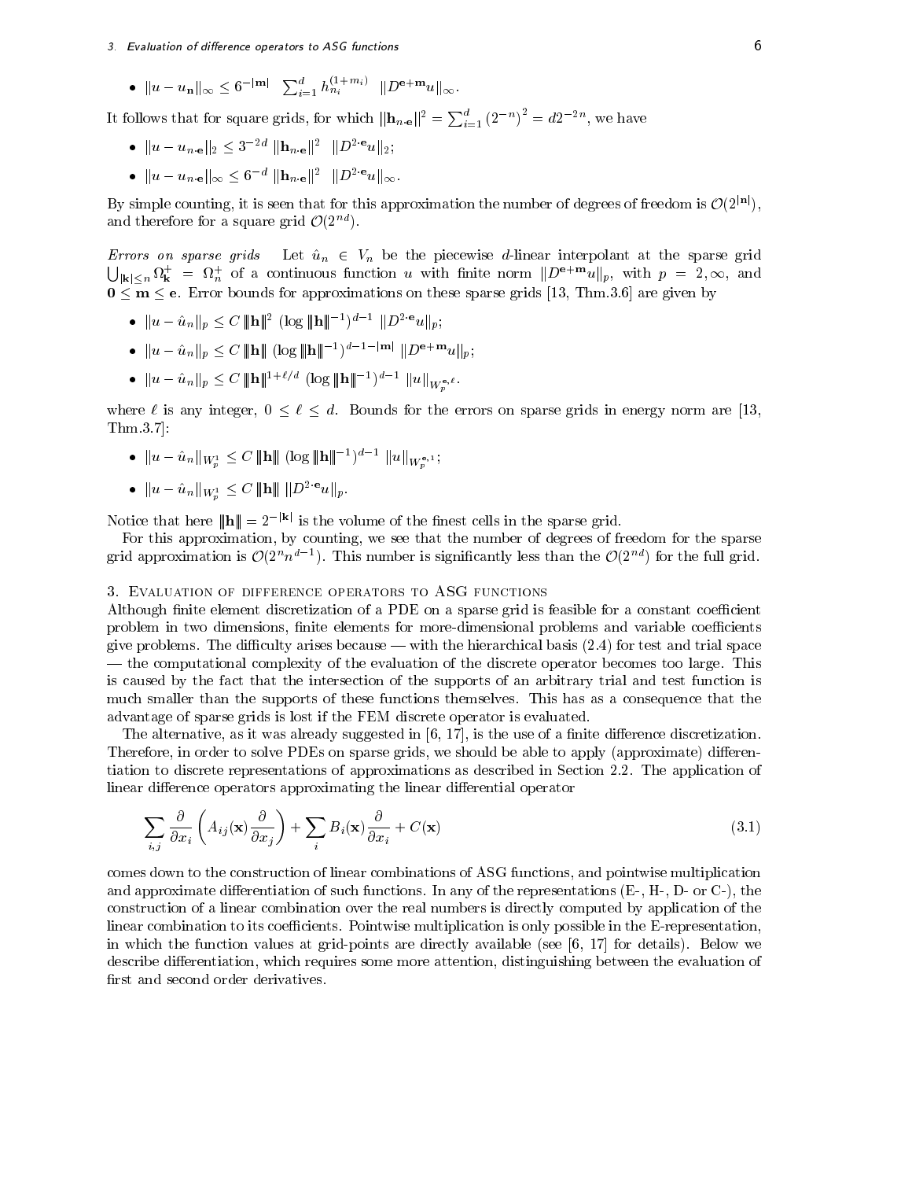- $\|u - u_{\mathbf{n}}\|_\infty \leq 6^{-|\mathbf{m}|} \sum_{i=1}^{d} h_{n_i}^{(1+m_i)} \|D^{\mathbf{e}+\mathbf{m}} u\|_\infty$.

It follows that for square grids, for which $\|\mathbf{h}_{n\cdot\mathbf{e}}\|^2 = \sum_{i=1}^{d} (2^{-n})^2 = d 2^{-2n}$, we have

- $\|u - u_{n\cdot\mathbf{e}}\|_2 \leq 3^{-2d} \|\mathbf{h}_{n\cdot\mathbf{e}}\|^2 \|D^{2\cdot\mathbf{e}} u\|_2$;
- $\|u - u_{n\cdot\mathbf{e}}\|_\infty \leq 6^{-d} \|\mathbf{h}_{n\cdot\mathbf{e}}\|^2 \|D^{2\cdot\mathbf{e}} u\|_\infty$.

By simple counting, it is seen that for this approximation the number of degrees of freedom is $\mathcal{O}(2^{|\mathbf{n}|})$, and therefore for a square grid $\mathcal{O}(2^{nd})$.

*Errors on sparse grids* Let $\hat{u}_n \in V_n$ be the piecewise $d$-linear interpolant at the sparse grid $\bigcup_{|\mathbf{k}| \leq n} \Omega_{\mathbf{k}}^+ = \Omega_n^+$ of a continuous function $u$ with finite norm $\|D^{\mathbf{e}+\mathbf{m}} u\|_p$, with $p = 2, \infty$, and $\mathbf{0} \leq \mathbf{m} \leq \mathbf{e}$. Error bounds for approximations on these sparse grids [13, Thm.3.6] are given by

- $\|u - \hat{u}_n\|_p \leq C \, |\!|\!|\mathbf{h}|\!|\!|^2 \, (\log |\!|\!|\mathbf{h}|\!|\!|^{-1})^{d-1} \, \|D^{2\cdot\mathbf{e}} u\|_p$;
- $\|u - \hat{u}_n\|_p \leq C \, |\!|\!|\mathbf{h}|\!|\!| \, (\log |\!|\!|\mathbf{h}|\!|\!|^{-1})^{d-1-|\mathbf{m}|} \, \|D^{\mathbf{e}+\mathbf{m}} u\|_p$;
- $\|u - \hat{u}_n\|_p \leq C \, |\!|\!|\mathbf{h}|\!|\!|^{1+\ell/d} \, (\log |\!|\!|\mathbf{h}|\!|\!|^{-1})^{d-1} \, \|u\|_{W_p^{\mathbf{e},\ell}}$.

where $\ell$ is any integer, $0 \leq \ell \leq d$. Bounds for the errors on sparse grids in energy norm are [13, Thm.3.7]:

- $\|u - \hat{u}_n\|_{W_p^1} \leq C \, |\!|\!|\mathbf{h}|\!|\!| \, (\log |\!|\!|\mathbf{h}|\!|\!|^{-1})^{d-1} \, \|u\|_{W_p^{\mathbf{e},1}}$;
- $\|u - \hat{u}_n\|_{W_p^1} \leq C \, |\!|\!|\mathbf{h}|\!|\!| \, \|D^{2\cdot\mathbf{e}} u\|_p$.

Notice that here $|\!|\!|\mathbf{h}|\!|\!| = 2^{-|\mathbf{k}|}$ is the volume of the finest cells in the sparse grid.

For this approximation, by counting, we see that the number of degrees of freedom for the sparse grid approximation is $\mathcal{O}(2^n n^{d-1})$. This number is significantly less than the $\mathcal{O}(2^{nd})$ for the full grid.

## 3. Evaluation of difference operators to ASG functions

Although finite element discretization of a PDE on a sparse grid is feasible for a constant coefficient problem in two dimensions, finite elements for more-dimensional problems and variable coefficients give problems. The difficulty arises because — with the hierarchical basis (2.4) for test and trial space — the computational complexity of the evaluation of the discrete operator becomes too large. This is caused by the fact that the intersection of the supports of an arbitrary trial and test function is much smaller than the supports of these functions themselves. This has as a consequence that the advantage of sparse grids is lost if the FEM discrete operator is evaluated.

The alternative, as it was already suggested in [6, 17], is the use of a finite difference discretization. Therefore, in order to solve PDEs on sparse grids, we should be able to apply (approximate) differentiation to discrete representations of approximations as described in Section 2.2. The application of linear difference operators approximating the linear differential operator

$$\sum_{i,j} \frac{\partial}{\partial x_i} \left( A_{ij}(\mathbf{x}) \frac{\partial}{\partial x_j} \right) + \sum_i B_i(\mathbf{x}) \frac{\partial}{\partial x_i} + C(\mathbf{x}) \tag{3.1}$$

comes down to the construction of linear combinations of ASG functions, and pointwise multiplication and approximate differentiation of such functions. In any of the representations (E-, H-, D- or C-), the construction of a linear combination over the real numbers is directly computed by application of the linear combination to its coefficients. Pointwise multiplication is only possible in the E-representation, in which the function values at grid-points are directly available (see [6, 17] for details). Below we describe differentiation, which requires some more attention, distinguishing between the evaluation of first and second order derivatives.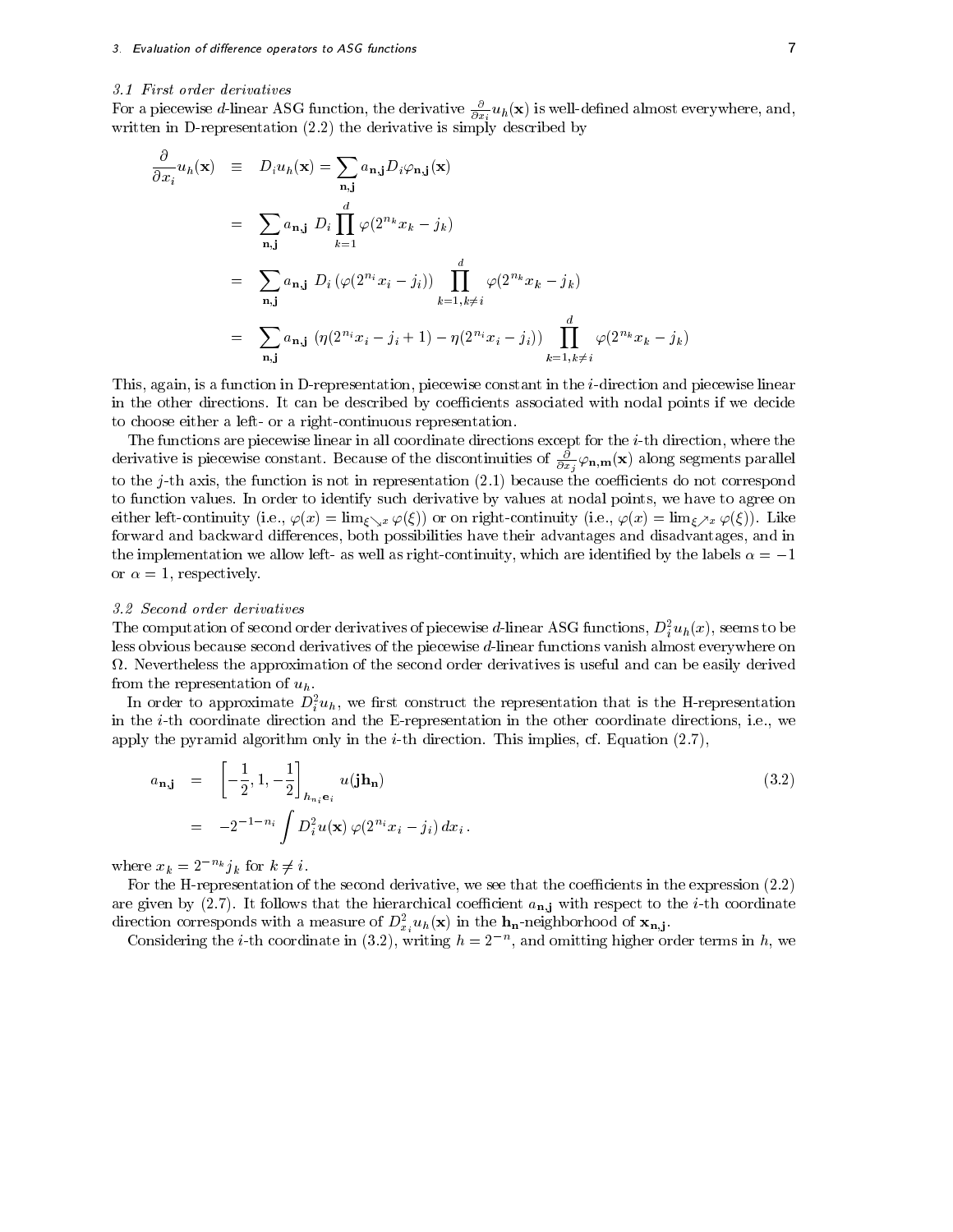### 3.1 First order derivatives

For a piecewise $d$-linear ASG function, the derivative $\frac{\partial}{\partial x_i} u_h(\mathbf{x})$ is well-defined almost everywhere, and, written in D-representation (2.2) the derivative is simply described by

$$
\begin{aligned}
\frac{\partial}{\partial x_i} u_h(\mathbf{x}) &\equiv D_i u_h(\mathbf{x}) = \sum_{\mathbf{n},\mathbf{j}} a_{\mathbf{n},\mathbf{j}} D_i \varphi_{\mathbf{n},\mathbf{j}}(\mathbf{x}) \\
&= \sum_{\mathbf{n},\mathbf{j}} a_{\mathbf{n},\mathbf{j}}\ D_i \prod_{k=1}^{d} \varphi(2^{n_k} x_k - j_k) \\
&= \sum_{\mathbf{n},\mathbf{j}} a_{\mathbf{n},\mathbf{j}}\ D_i \left(\varphi(2^{n_i} x_i - j_i)\right) \prod_{k=1,k\neq i}^{d} \varphi(2^{n_k} x_k - j_k) \\
&= \sum_{\mathbf{n},\mathbf{j}} a_{\mathbf{n},\mathbf{j}}\ \left(\eta(2^{n_i} x_i - j_i + 1) - \eta(2^{n_i} x_i - j_i)\right) \prod_{k=1,k\neq i}^{d} \varphi(2^{n_k} x_k - j_k)
\end{aligned}
$$

This, again, is a function in D-representation, piecewise constant in the $i$-direction and piecewise linear in the other directions. It can be described by coefficients associated with nodal points if we decide to choose either a left- or a right-continuous representation.

The functions are piecewise linear in all coordinate directions except for the $i$-th direction, where the derivative is piecewise constant. Because of the discontinuities of $\frac{\partial}{\partial x_j} \varphi_{\mathbf{n},\mathbf{m}}(\mathbf{x})$ along segments parallel to the $j$-th axis, the function is not in representation (2.1) because the coefficients do not correspond to function values. In order to identify such derivative by values at nodal points, we have to agree on either left-continuity (i.e., $\varphi(x) = \lim_{\xi \searrow x} \varphi(\xi)$) or on right-continuity (i.e., $\varphi(x) = \lim_{\xi \nearrow x} \varphi(\xi)$). Like forward and backward differences, both possibilities have their advantages and disadvantages, and in the implementation we allow left- as well as right-continuity, which are identified by the labels $\alpha = -1$ or $\alpha = 1$, respectively.

### 3.2 Second order derivatives

The computation of second order derivatives of piecewise $d$-linear ASG functions, $D_i^2 u_h(x)$, seems to be less obvious because second derivatives of the piecewise $d$-linear functions vanish almost everywhere on $\Omega$. Nevertheless the approximation of the second order derivatives is useful and can be easily derived from the representation of $u_h$.

In order to approximate $D_i^2 u_h$, we first construct the representation that is the H-representation in the $i$-th coordinate direction and the E-representation in the other coordinate directions, i.e., we apply the pyramid algorithm only in the $i$-th direction. This implies, cf. Equation (2.7),

$$
\begin{aligned}
a_{\mathbf{n},\mathbf{j}} &= \left[-\frac{1}{2}, 1, -\frac{1}{2}\right]_{h_{n_i}\mathbf{e}_i} u(\mathbf{j}\mathbf{h_n}) \\
&= -2^{-1-n_i} \int D_i^2 u(\mathbf{x})\, \varphi(2^{n_i} x_i - j_i)\, dx_i\,.
\end{aligned}
\tag{3.2}
$$

where $x_k = 2^{-n_k} j_k$ for $k \neq i$.

For the H-representation of the second derivative, we see that the coefficients in the expression (2.2) are given by (2.7). It follows that the hierarchical coefficient $a_{\mathbf{n},\mathbf{j}}$ with respect to the $i$-th coordinate direction corresponds with a measure of $D_{x_i}^2 u_h(\mathbf{x})$ in the $\mathbf{h_n}$-neighborhood of $\mathbf{x_{n,j}}$.

Considering the $i$-th coordinate in (3.2), writing $h = 2^{-n}$, and omitting higher order terms in $h$, we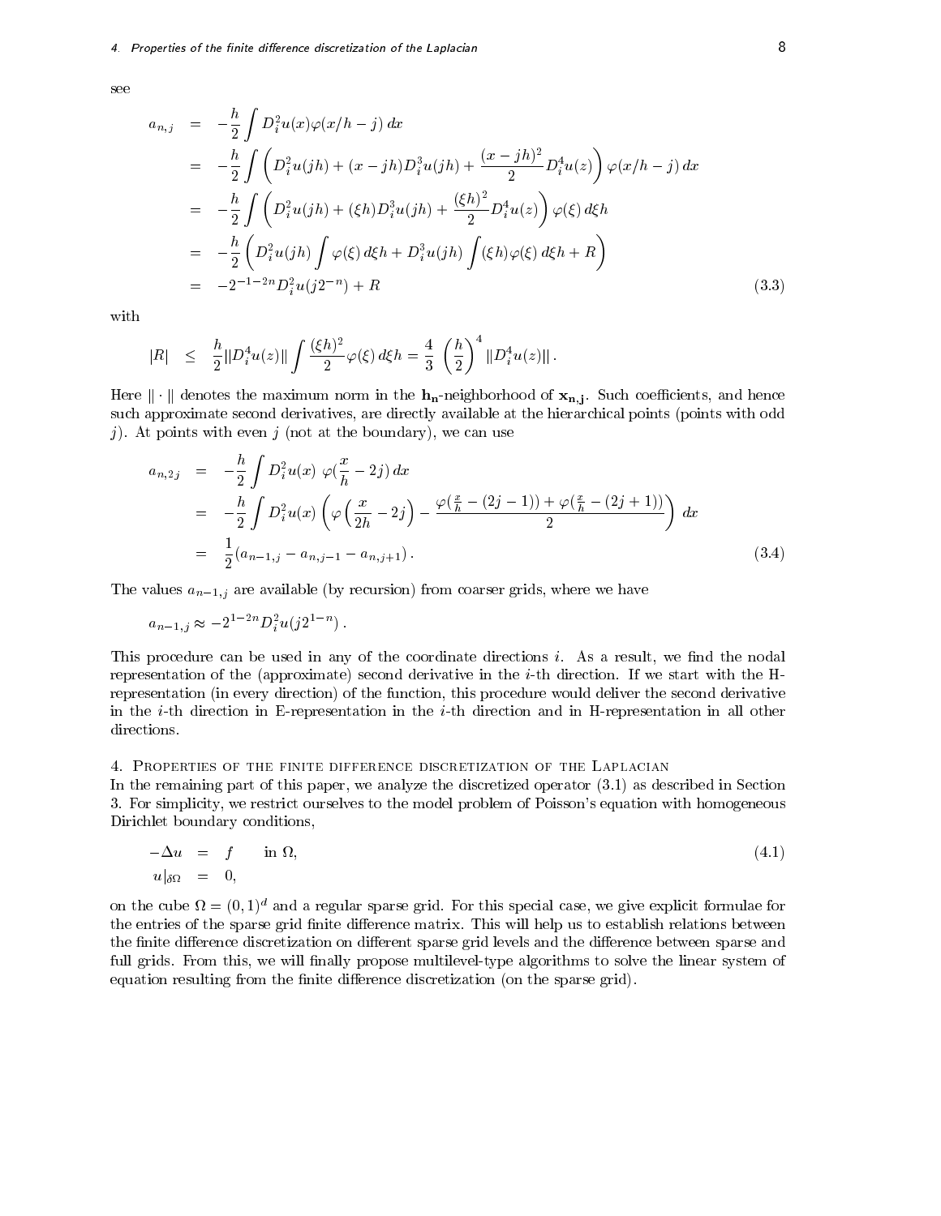see

$$
\begin{aligned}
a_{n,j} &= -\frac{h}{2}\int D_i^2 u(x)\varphi(x/h-j)\,dx \\
&= -\frac{h}{2}\int \left( D_i^2 u(jh) + (x-jh)D_i^3 u(jh) + \frac{(x-jh)^2}{2}D_i^4 u(z)\right)\varphi(x/h-j)\,dx \\
&= -\frac{h}{2}\int \left( D_i^2 u(jh) + (\xi h)D_i^3 u(jh) + \frac{(\xi h)^2}{2}D_i^4 u(z)\right)\varphi(\xi)\,d\xi h \\
&= -\frac{h}{2}\left( D_i^2 u(jh)\int \varphi(\xi)\,d\xi h + D_i^3 u(jh)\int (\xi h)\varphi(\xi)\,d\xi h + R\right) \\
&= -2^{-1-2n}D_i^2 u(j2^{-n}) + R
\end{aligned}
\tag{3.3}
$$

with

$$
|R| \leq \frac{h}{2}\|D_i^4 u(z)\|\int \frac{(\xi h)^2}{2}\varphi(\xi)\,d\xi h = \frac{4}{3}\left(\frac{h}{2}\right)^4 \|D_i^4 u(z)\|\,.
$$

Here $\|\cdot\|$ denotes the maximum norm in the $\mathbf{h_n}$-neighborhood of $\mathbf{x_{n,j}}$. Such coefficients, and hence such approximate second derivatives, are directly available at the hierarchical points (points with odd $j$). At points with even $j$ (not at the boundary), we can use

$$
\begin{aligned}
a_{n,2j} &= -\frac{h}{2}\int D_i^2 u(x)\ \varphi(\frac{x}{h}-2j)\,dx \\
&= -\frac{h}{2}\int D_i^2 u(x)\left(\varphi\left(\frac{x}{2h}-2j\right) - \frac{\varphi(\frac{x}{h}-(2j-1))+\varphi(\frac{x}{h}-(2j+1))}{2}\right)dx \\
&= \frac{1}{2}(a_{n-1,j}-a_{n,j-1}-a_{n,j+1})\,.
\end{aligned}
\tag{3.4}
$$

The values $a_{n-1,j}$ are available (by recursion) from coarser grids, where we have

$$
a_{n-1,j} \approx -2^{1-2n}D_i^2 u(j2^{1-n})\,.
$$

This procedure can be used in any of the coordinate directions $i$. As a result, we find the nodal representation of the (approximate) second derivative in the $i$-th direction. If we start with the H-representation (in every direction) of the function, this procedure would deliver the second derivative in the $i$-th direction in E-representation in the $i$-th direction and in H-representation in all other directions.

## 4. Properties of the finite difference discretization of the Laplacian

In the remaining part of this paper, we analyze the discretized operator (3.1) as described in Section 3. For simplicity, we restrict ourselves to the model problem of Poisson's equation with homogeneous Dirichlet boundary conditions,

$$
\begin{aligned}
-\Delta u &= f \qquad \text{in } \Omega, \\
u|_{\delta\Omega} &= 0,
\end{aligned}
\tag{4.1}
$$

on the cube $\Omega = (0,1)^d$ and a regular sparse grid. For this special case, we give explicit formulae for the entries of the sparse grid finite difference matrix. This will help us to establish relations between the finite difference discretization on different sparse grid levels and the difference between sparse and full grids. From this, we will finally propose multilevel-type algorithms to solve the linear system of equation resulting from the finite difference discretization (on the sparse grid).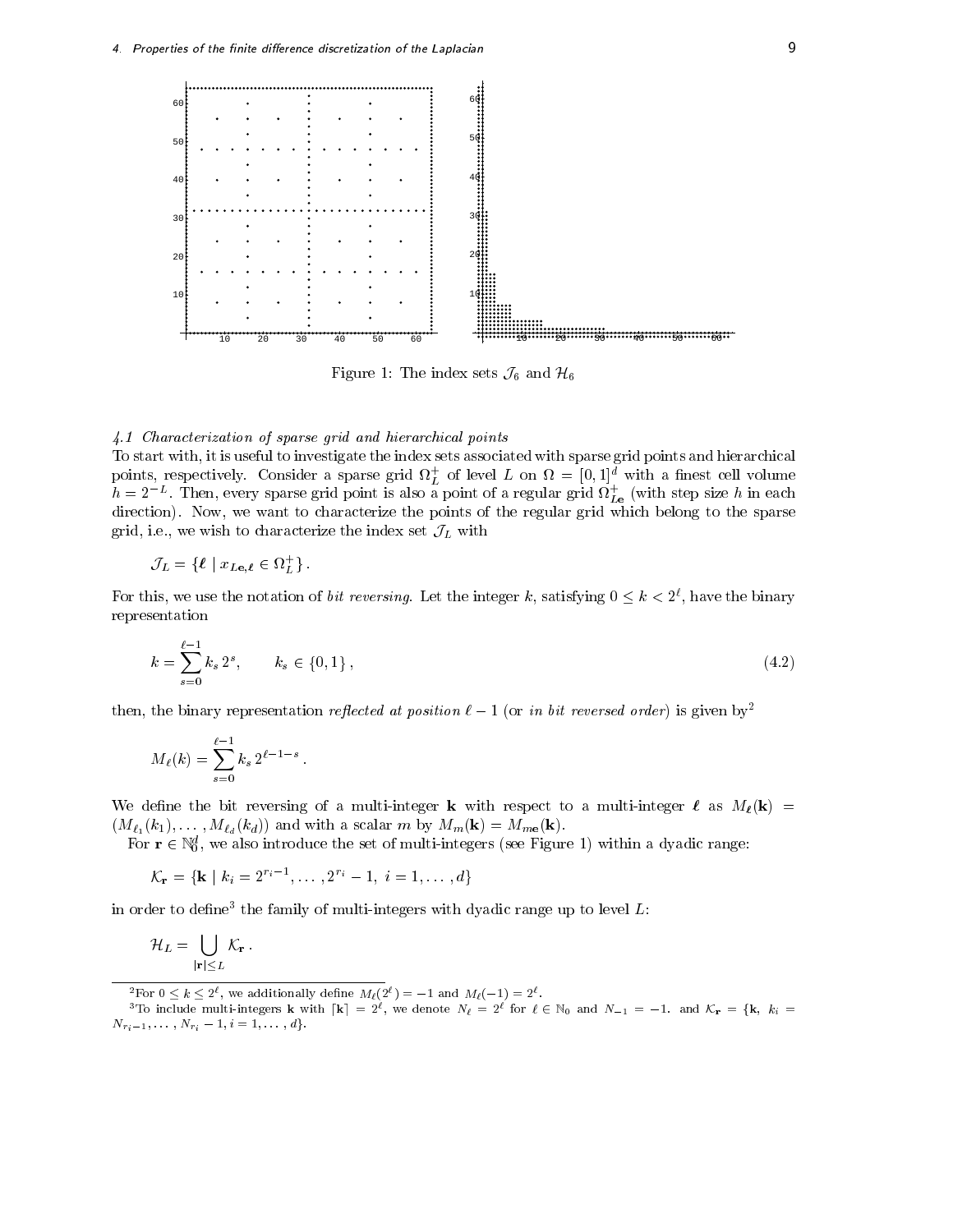Figure 1: The index sets $\mathcal{J}_6$ and $\mathcal{H}_6$

### 4.1 Characterization of sparse grid and hierarchical points

To start with, it is useful to investigate the index sets associated with sparse grid points and hierarchical points, respectively. Consider a sparse grid $\Omega_L^+$ of level $L$ on $\Omega = [0,1]^d$ with a finest cell volume $h = 2^{-L}$. Then, every sparse grid point is also a point of a regular grid $\Omega_{L\mathbf{e}}^+$ (with step size $h$ in each direction). Now, we want to characterize the points of the regular grid which belong to the sparse grid, i.e., we wish to characterize the index set $\mathcal{J}_L$ with

$$\mathcal{J}_L = \{\boldsymbol{\ell} \mid x_{L\mathbf{e},\boldsymbol{\ell}} \in \Omega_L^+\}.$$

For this, we use the notation of *bit reversing*. Let the integer $k$, satisfying $0 \le k < 2^\ell$, have the binary representation

$$k = \sum_{s=0}^{\ell-1} k_s\, 2^s, \qquad k_s \in \{0,1\}, \tag{4.2}$$

then, the binary representation *reflected at position* $\ell - 1$ (or *in bit reversed order*) is given by[2]

$$M_\ell(k) = \sum_{s=0}^{\ell-1} k_s\, 2^{\ell-1-s}.$$

We define the bit reversing of a multi-integer $\mathbf{k}$ with respect to a multi-integer $\boldsymbol{\ell}$ as $M_{\boldsymbol{\ell}}(\mathbf{k}) = (M_{\ell_1}(k_1), \ldots, M_{\ell_d}(k_d))$ and with a scalar $m$ by $M_m(\mathbf{k}) = M_{m\mathbf{e}}(\mathbf{k})$.

For $\mathbf{r} \in \mathbb{N}_0^d$, we also introduce the set of multi-integers (see Figure 1) within a dyadic range:

$$\mathcal{K}_\mathbf{r} = \{\mathbf{k} \mid k_i = 2^{r_i - 1}, \ldots, 2^{r_i} - 1,\ i = 1, \ldots, d\}$$

in order to define[3] the family of multi-integers with dyadic range up to level $L$:

$$\mathcal{H}_L = \bigcup_{|\mathbf{r}| \le L} \mathcal{K}_\mathbf{r}.$$

---

[2] For $0 \le k \le 2^\ell$, we additionally define $M_\ell(2^\ell) = -1$ and $M_\ell(-1) = 2^\ell$.

[3] To include multi-integers $\mathbf{k}$ with $\lceil \mathbf{k} \rceil = 2^\ell$, we denote $N_\ell = 2^\ell$ for $\ell \in \mathbb{N}_0$ and $N_{-1} = -1$. and $\mathcal{K}_\mathbf{r} = \{\mathbf{k},\ k_i = N_{r_i - 1}, \ldots, N_{r_i} - 1, i = 1, \ldots, d\}$.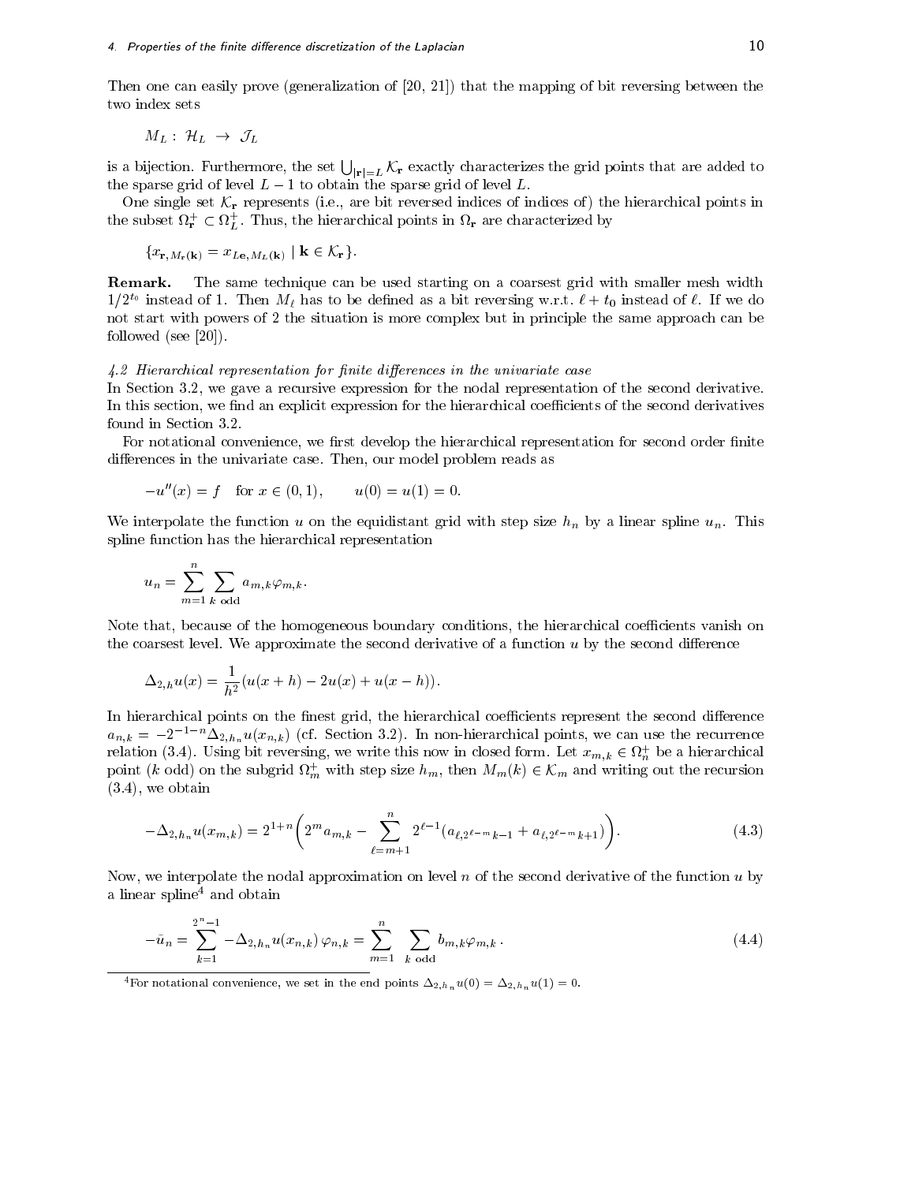Then one can easily prove (generalization of [20, 21]) that the mapping of bit reversing between the two index sets

$$M_L : \mathcal{H}_L \rightarrow \mathcal{J}_L$$

is a bijection. Furthermore, the set $\bigcup_{|\mathbf{r}|=L} \mathcal{K}_\mathbf{r}$ exactly characterizes the grid points that are added to the sparse grid of level $L-1$ to obtain the sparse grid of level $L$.

One single set $\mathcal{K}_\mathbf{r}$ represents (i.e., are bit reversed indices of indices of) the hierarchical points in the subset $\Omega_\mathbf{r}^+ \subset \Omega_L^+$. Thus, the hierarchical points in $\Omega_\mathbf{r}$ are characterized by

$$\{x_{\mathbf{r}, M_\mathbf{r}(\mathbf{k})} = x_{L\mathbf{e}, M_L(\mathbf{k})} \mid \mathbf{k} \in \mathcal{K}_\mathbf{r}\}.$$

**Remark.** The same technique can be used starting on a coarsest grid with smaller mesh width $1/2^{t_0}$ instead of 1. Then $M_\ell$ has to be defined as a bit reversing w.r.t. $\ell + t_0$ instead of $\ell$. If we do not start with powers of 2 the situation is more complex but in principle the same approach can be followed (see [20]).

### *4.2 Hierarchical representation for finite differences in the univariate case*

In Section 3.2, we gave a recursive expression for the nodal representation of the second derivative. In this section, we find an explicit expression for the hierarchical coefficients of the second derivatives found in Section 3.2.

For notational convenience, we first develop the hierarchical representation for second order finite differences in the univariate case. Then, our model problem reads as

$$-u''(x) = f \quad \text{for } x \in (0,1), \qquad u(0) = u(1) = 0.$$

We interpolate the function $u$ on the equidistant grid with step size $h_n$ by a linear spline $u_n$. This spline function has the hierarchical representation

$$u_n = \sum_{m=1}^{n} \sum_{k \text{ odd}} a_{m,k} \varphi_{m,k}.$$

Note that, because of the homogeneous boundary conditions, the hierarchical coefficients vanish on the coarsest level. We approximate the second derivative of a function $u$ by the second difference

$$\Delta_{2,h} u(x) = \frac{1}{h^2}(u(x+h) - 2u(x) + u(x-h)).$$

In hierarchical points on the finest grid, the hierarchical coefficients represent the second difference $a_{n,k} = -2^{-1-n} \Delta_{2,h_n} u(x_{n,k})$ (cf. Section 3.2). In non-hierarchical points, we can use the recurrence relation (3.4). Using bit reversing, we write this now in closed form. Let $x_{m,k} \in \Omega_n^+$ be a hierarchical point ($k$ odd) on the subgrid $\Omega_m^+$ with step size $h_m$, then $M_m(k) \in \mathcal{K}_m$ and writing out the recursion (3.4), we obtain

$$-\Delta_{2,h_n} u(x_{m,k}) = 2^{1+n} \left( 2^m a_{m,k} - \sum_{\ell=m+1}^{n} 2^{\ell-1} (a_{\ell, 2^{\ell-m}k-1} + a_{\ell, 2^{\ell-m}k+1}) \right). \tag{4.3}$$

Now, we interpolate the nodal approximation on level $n$ of the second derivative of the function $u$ by a linear spline[4] and obtain

$$-\bar{u}_n = \sum_{k=1}^{2^n - 1} -\Delta_{2,h_n} u(x_{n,k}) \, \varphi_{n,k} = \sum_{m=1}^{n} \sum_{k \text{ odd}} b_{m,k} \varphi_{m,k} \, . \tag{4.4}$$

[4] For notational convenience, we set in the end points $\Delta_{2,h_n} u(0) = \Delta_{2,h_n} u(1) = 0$.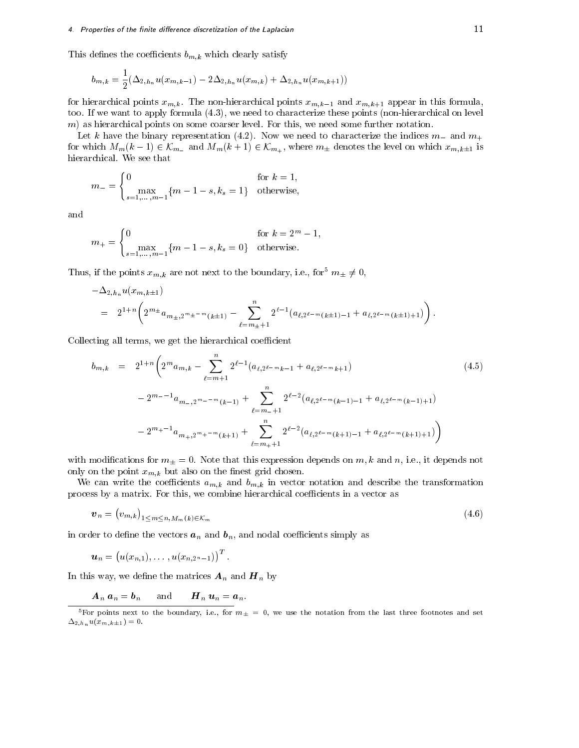This defines the coefficients $b_{m,k}$ which clearly satisfy

$$b_{m,k} = \frac{1}{2}(\Delta_{2,h_n} u(x_{m,k-1}) - 2\Delta_{2,h_n} u(x_{m,k}) + \Delta_{2,h_n} u(x_{m,k+1}))$$

for hierarchical points $x_{m,k}$. The non-hierarchical points $x_{m,k-1}$ and $x_{m,k+1}$ appear in this formula, too. If we want to apply formula (4.3), we need to characterize these points (non-hierarchical on level $m$) as hierarchical points on some coarser level. For this, we need some further notation.

Let $k$ have the binary representation (4.2). Now we need to characterize the indices $m_-$ and $m_+$ for which $M_m(k-1) \in \mathcal{K}_{m_-}$ and $M_m(k+1) \in \mathcal{K}_{m_+}$, where $m_\pm$ denotes the level on which $x_{m,k\pm 1}$ is hierarchical. We see that

$$m_- = \begin{cases} 0 & \text{for } k = 1, \\ \max\limits_{s=1,\dots,m-1} \{m-1-s, k_s = 1\} & \text{otherwise,} \end{cases}$$

and

$$m_+ = \begin{cases} 0 & \text{for } k = 2^m - 1, \\ \max\limits_{s=1,\dots,m-1} \{m-1-s, k_s = 0\} & \text{otherwise.} \end{cases}$$

Thus, if the points $x_{m,k}$ are not next to the boundary, i.e., for[5] $m_\pm \neq 0$,

$$\begin{aligned} &-\Delta_{2,h_n} u(x_{m,k\pm 1}) \\ &\quad = \quad 2^{1+n}\left(2^{m_\pm} a_{m_\pm, 2^{m_\pm - m}(k\pm 1)} - \sum_{\ell=m_\pm+1}^{n} 2^{\ell-1}(a_{\ell, 2^{\ell-m}(k\pm 1)-1} + a_{\ell, 2^{\ell-m}(k\pm 1)+1})\right). \end{aligned}$$

Collecting all terms, we get the hierarchical coefficient

$$\begin{aligned} b_{m,k} \quad = \quad & 2^{1+n}\Bigg(2^m a_{m,k} - \sum_{\ell=m+1}^{n} 2^{\ell-1}(a_{\ell,2^{\ell-m}k-1} + a_{\ell,2^{\ell-m}k+1}) \\ & - 2^{m_- -1} a_{m_-, 2^{m_- - m}(k-1)} + \sum_{\ell=m_-+1}^{n} 2^{\ell-2}(a_{\ell,2^{\ell-m}(k-1)-1} + a_{\ell,2^{\ell-m}(k-1)+1}) \\ & - 2^{m_+ -1} a_{m_+, 2^{m_+ - m}(k+1)} + \sum_{\ell=m_++1}^{n} 2^{\ell-2}(a_{\ell,2^{\ell-m}(k+1)-1} + a_{\ell,2^{\ell-m}(k+1)+1})\Bigg) \end{aligned} \tag{4.5}$$

with modifications for $m_\pm = 0$. Note that this expression depends on $m, k$ and $n$, i.e., it depends not only on the point $x_{m,k}$ but also on the finest grid chosen.

We can write the coefficients $a_{m,k}$ and $b_{m,k}$ in vector notation and describe the transformation process by a matrix. For this, we combine hierarchical coefficients in a vector as

$$\boldsymbol{v}_n = (v_{m,k})_{1\le m\le n, M_m(k)\in\mathcal{K}_m} \tag{4.6}$$

in order to define the vectors $\boldsymbol{a}_n$ and $\boldsymbol{b}_n$, and nodal coefficients simply as

$$\boldsymbol{u}_n = (u(x_{n,1}), \dots, u(x_{n,2^n-1}))^T.$$

In this way, we define the matrices $\boldsymbol{A}_n$ and $\boldsymbol{H}_n$ by

$$\boldsymbol{A}_n\, \boldsymbol{a}_n = \boldsymbol{b}_n \qquad \text{and} \qquad \boldsymbol{H}_n\, \boldsymbol{u}_n = \boldsymbol{a}_n.$$

[5] For points next to the boundary, i.e., for $m_\pm = 0$, we use the notation from the last three footnotes and set $\Delta_{2,h_n} u(x_{m,k\pm 1}) = 0$.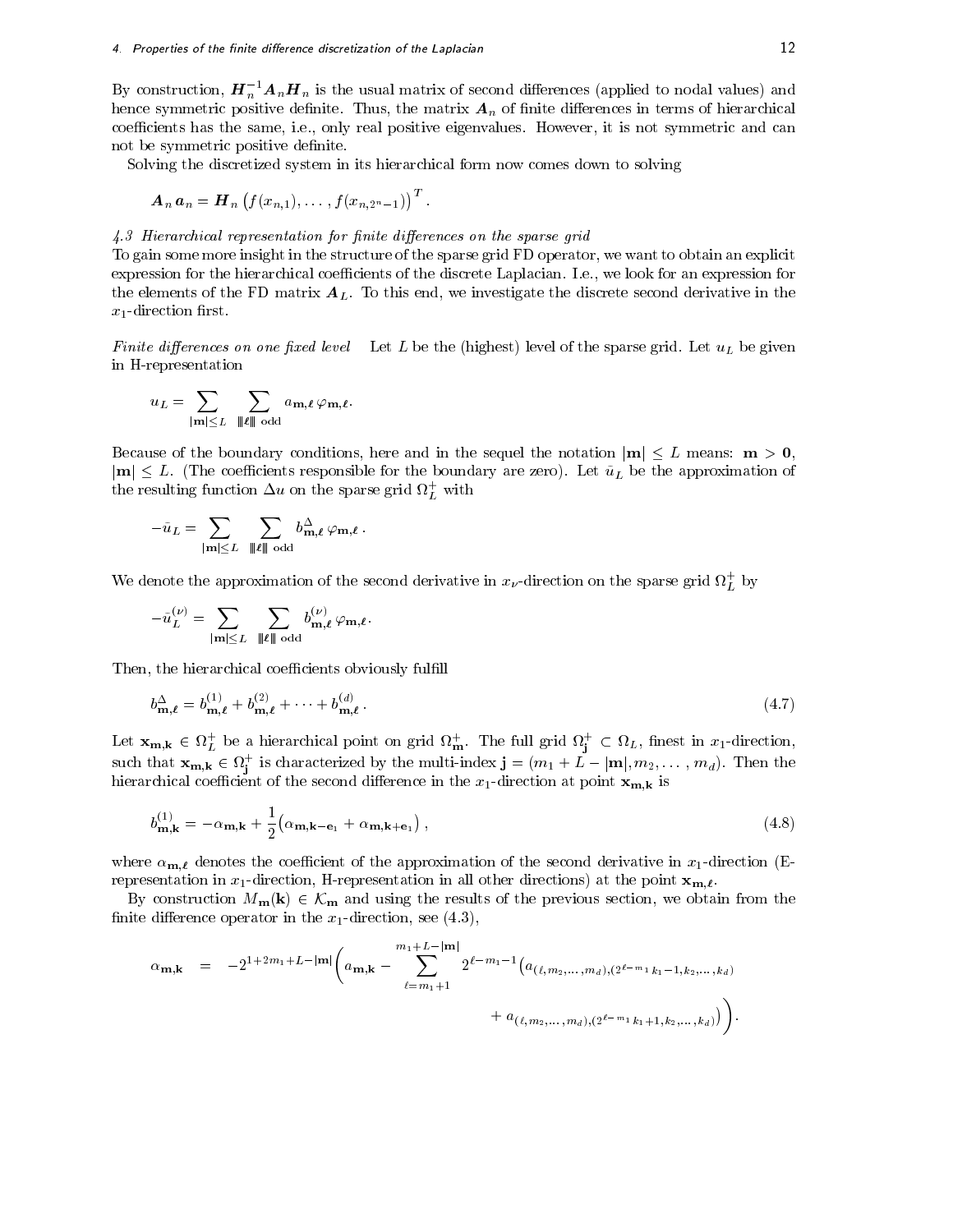By construction, $\boldsymbol{H}_n^{-1}\boldsymbol{A}_n\boldsymbol{H}_n$ is the usual matrix of second differences (applied to nodal values) and hence symmetric positive definite. Thus, the matrix $\boldsymbol{A}_n$ of finite differences in terms of hierarchical coefficients has the same, i.e., only real positive eigenvalues. However, it is not symmetric and can not be symmetric positive definite.

Solving the discretized system in its hierarchical form now comes down to solving

$$\boldsymbol{A}_n\, \boldsymbol{a}_n = \boldsymbol{H}_n \left(f(x_{n,1}), \dots , f(x_{n,2^n-1})\right)^T .$$

### *4.3 Hierarchical representation for finite differences on the sparse grid*

To gain some more insight in the structure of the sparse grid FD operator, we want to obtain an explicit expression for the hierarchical coefficients of the discrete Laplacian. I.e., we look for an expression for the elements of the FD matrix $\boldsymbol{A}_L$. To this end, we investigate the discrete second derivative in the $x_1$-direction first.

*Finite differences on one fixed level* Let $L$ be the (highest) level of the sparse grid. Let $u_L$ be given in H-representation

$$u_L = \sum_{|\mathbf{m}|\le L} \; \sum_{\|\boldsymbol{\ell}\| \text{ odd}} a_{\mathbf{m},\boldsymbol{\ell}}\, \varphi_{\mathbf{m},\boldsymbol{\ell}}.$$

Because of the boundary conditions, here and in the sequel the notation $|\mathbf{m}| \le L$ means: $\mathbf{m} > \mathbf{0}$, $|\mathbf{m}| \le L$. (The coefficients responsible for the boundary are zero). Let $\bar{u}_L$ be the approximation of the resulting function $\Delta u$ on the sparse grid $\Omega_L^+$ with

$$-\bar{u}_L = \sum_{|\mathbf{m}|\le L} \; \sum_{\|\boldsymbol{\ell}\| \text{ odd}} b^{\Delta}_{\mathbf{m},\boldsymbol{\ell}}\, \varphi_{\mathbf{m},\boldsymbol{\ell}}\, .$$

We denote the approximation of the second derivative in $x_\nu$-direction on the sparse grid $\Omega_L^+$ by

$$-\bar{u}_L^{(\nu)} = \sum_{|\mathbf{m}|\le L} \; \sum_{\|\boldsymbol{\ell}\| \text{ odd}} b^{(\nu)}_{\mathbf{m},\boldsymbol{\ell}}\, \varphi_{\mathbf{m},\boldsymbol{\ell}}.$$

Then, the hierarchical coefficients obviously fulfill

$$b^{\Delta}_{\mathbf{m},\boldsymbol{\ell}} = b^{(1)}_{\mathbf{m},\boldsymbol{\ell}} + b^{(2)}_{\mathbf{m},\boldsymbol{\ell}} + \dots + b^{(d)}_{\mathbf{m},\boldsymbol{\ell}}\, . \tag{4.7}$$

Let $\mathbf{x}_{\mathbf{m},\mathbf{k}} \in \Omega_L^+$ be a hierarchical point on grid $\Omega_{\mathbf{m}}^+$. The full grid $\Omega_{\mathbf{j}}^+ \subset \Omega_L$, finest in $x_1$-direction, such that $\mathbf{x}_{\mathbf{m},\mathbf{k}} \in \Omega_{\mathbf{j}}^+$ is characterized by the multi-index $\mathbf{j} = (m_1 + L - |\mathbf{m}|, m_2, \dots , m_d)$. Then the hierarchical coefficient of the second difference in the $x_1$-direction at point $\mathbf{x}_{\mathbf{m},\mathbf{k}}$ is

$$b^{(1)}_{\mathbf{m},\mathbf{k}} = -\alpha_{\mathbf{m},\mathbf{k}} + \frac{1}{2}\big(\alpha_{\mathbf{m},\mathbf{k}-\mathbf{e}_1} + \alpha_{\mathbf{m},\mathbf{k}+\mathbf{e}_1}\big)\, , \tag{4.8}$$

where $\alpha_{\mathbf{m},\boldsymbol{\ell}}$ denotes the coefficient of the approximation of the second derivative in $x_1$-direction (E-representation in $x_1$-direction, H-representation in all other directions) at the point $\mathbf{x}_{\mathbf{m},\boldsymbol{\ell}}$.

By construction $M_{\mathbf{m}}(\mathbf{k}) \in \mathcal{K}_{\mathbf{m}}$ and using the results of the previous section, we obtain from the finite difference operator in the $x_1$-direction, see (4.3),

$$\begin{aligned}
\alpha_{\mathbf{m},\mathbf{k}} \quad = \quad -2^{1+2m_1+L-|\mathbf{m}|}\Bigg( a_{\mathbf{m},\mathbf{k}} - \sum_{\ell=m_1+1}^{m_1+L-|\mathbf{m}|} 2^{\ell-m_1-1}\big( & a_{(\ell,m_2,\dots,m_d),(2^{\ell-m_1}k_1-1,k_2,\dots,k_d)} \\
& + a_{(\ell,m_2,\dots,m_d),(2^{\ell-m_1}k_1+1,k_2,\dots,k_d)}\big)\Bigg).
\end{aligned}$$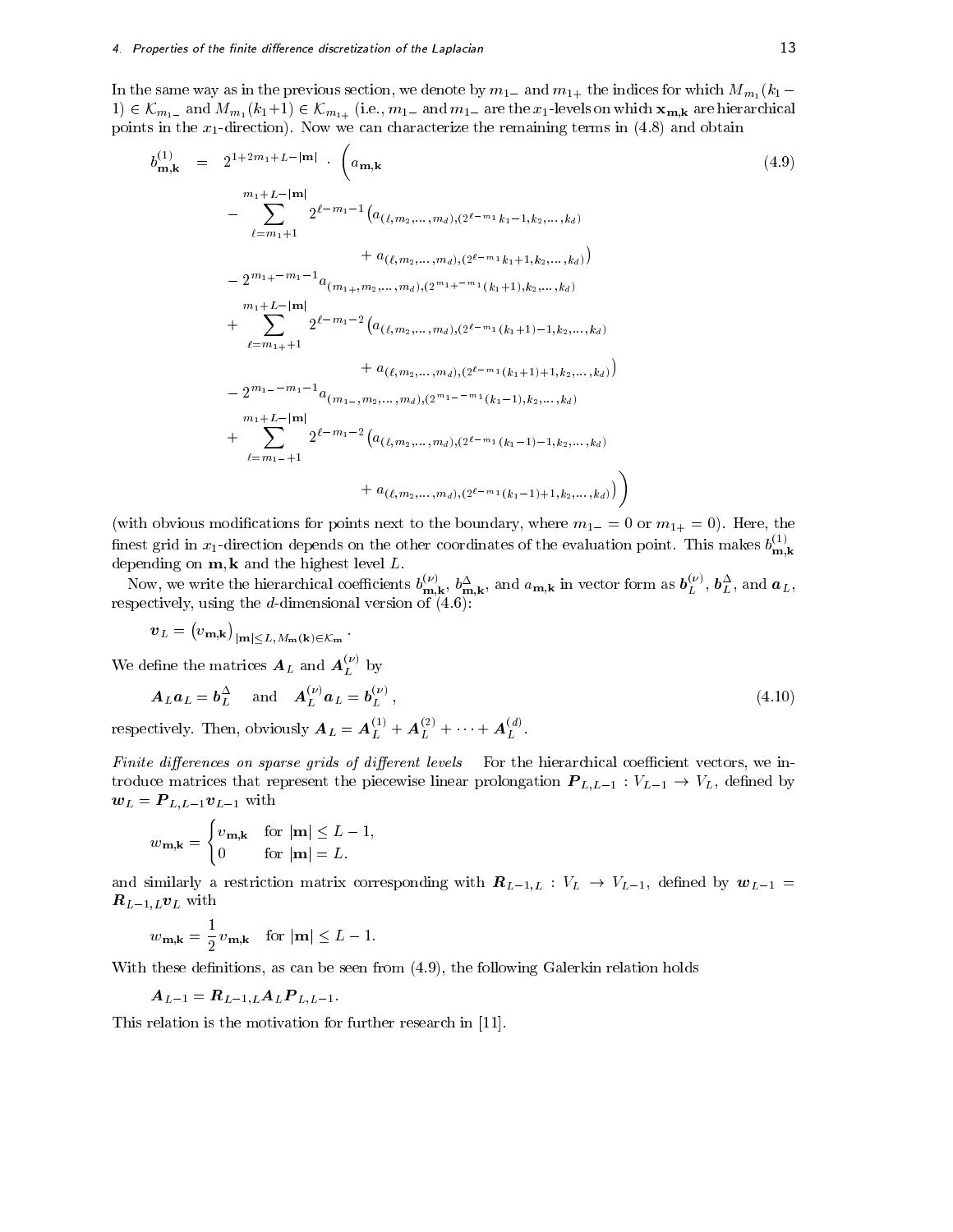In the same way as in the previous section, we denote by $m_{1-}$ and $m_{1+}$ the indices for which $M_{m_1}(k_1 - 1) \in \mathcal{K}_{m_{1-}}$ and $M_{m_1}(k_1+1) \in \mathcal{K}_{m_{1+}}$ (i.e., $m_{1-}$ and $m_{1-}$ are the $x_1$-levels on which $\mathbf{x}_{\mathbf{m},\mathbf{k}}$ are hierarchical points in the $x_1$-direction). Now we can characterize the remaining terms in (4.8) and obtain

$$
\begin{aligned}
b^{(1)}_{\mathbf{m},\mathbf{k}} \;=\; 2^{1+2m_1+L-|\mathbf{m}|} \cdot \Bigg( & a_{\mathbf{m},\mathbf{k}} \\
& - \sum_{\ell=m_1+1}^{m_1+L-|\mathbf{m}|} 2^{\ell-m_1-1} \big( a_{(\ell,m_2,\dots,m_d),(2^{\ell-m_1}k_1-1,k_2,\dots,k_d)} \\
& \qquad\qquad + a_{(\ell,m_2,\dots,m_d),(2^{\ell-m_1}k_1+1,k_2,\dots,k_d)} \big) \\
& - 2^{m_{1+}-m_1-1} a_{(m_{1+},m_2,\dots,m_d),(2^{m_{1+}-m_1}(k_1+1),k_2,\dots,k_d)} \\
& + \sum_{\ell=m_{1+}+1}^{m_1+L-|\mathbf{m}|} 2^{\ell-m_1-2} \big( a_{(\ell,m_2,\dots,m_d),(2^{\ell-m_1}(k_1+1)-1,k_2,\dots,k_d)} \\
& \qquad\qquad + a_{(\ell,m_2,\dots,m_d),(2^{\ell-m_1}(k_1+1)+1,k_2,\dots,k_d)} \big) \\
& - 2^{m_{1-}-m_1-1} a_{(m_{1-},m_2,\dots,m_d),(2^{m_{1-}-m_1}(k_1-1),k_2,\dots,k_d)} \\
& + \sum_{\ell=m_{1-}+1}^{m_1+L-|\mathbf{m}|} 2^{\ell-m_1-2} \big( a_{(\ell,m_2,\dots,m_d),(2^{\ell-m_1}(k_1-1)-1,k_2,\dots,k_d)} \\
& \qquad\qquad + a_{(\ell,m_2,\dots,m_d),(2^{\ell-m_1}(k_1-1)+1,k_2,\dots,k_d)} \big) \Bigg)
\end{aligned}
\tag{4.9}
$$

(with obvious modifications for points next to the boundary, where $m_{1-} = 0$ or $m_{1+} = 0$). Here, the finest grid in $x_1$-direction depends on the other coordinates of the evaluation point. This makes $b^{(1)}_{\mathbf{m},\mathbf{k}}$ depending on $\mathbf{m}, \mathbf{k}$ and the highest level $L$.

Now, we write the hierarchical coefficients $b^{(\nu)}_{\mathbf{m},\mathbf{k}}$, $b^{\Delta}_{\mathbf{m},\mathbf{k}}$, and $a_{\mathbf{m},\mathbf{k}}$ in vector form as $\boldsymbol{b}^{(\nu)}_L$, $\boldsymbol{b}^{\Delta}_L$, and $\boldsymbol{a}_L$, respectively, using the $d$-dimensional version of (4.6):

$$
\boldsymbol{v}_L = \left( v_{\mathbf{m},\mathbf{k}} \right)_{|\mathbf{m}| \le L,\, M_{\mathbf{m}}(\mathbf{k}) \in \mathcal{K}_{\mathbf{m}}} .
$$

We define the matrices $\boldsymbol{A}_L$ and $\boldsymbol{A}^{(\nu)}_L$ by

$$
\boldsymbol{A}_L \boldsymbol{a}_L = \boldsymbol{b}^{\Delta}_L \quad \text{and} \quad \boldsymbol{A}^{(\nu)}_L \boldsymbol{a}_L = \boldsymbol{b}^{(\nu)}_L , \tag{4.10}
$$

respectively. Then, obviously $\boldsymbol{A}_L = \boldsymbol{A}^{(1)}_L + \boldsymbol{A}^{(2)}_L + \cdots + \boldsymbol{A}^{(d)}_L$.

*Finite differences on sparse grids of different levels* For the hierarchical coefficient vectors, we introduce matrices that represent the piecewise linear prolongation $\boldsymbol{P}_{L,L-1} : V_{L-1} \to V_L$, defined by $\boldsymbol{w}_L = \boldsymbol{P}_{L,L-1} \boldsymbol{v}_{L-1}$ with

$$
w_{\mathbf{m},\mathbf{k}} = \begin{cases} v_{\mathbf{m},\mathbf{k}} & \text{for } |\mathbf{m}| \le L-1, \\ 0 & \text{for } |\mathbf{m}| = L. \end{cases}
$$

and similarly a restriction matrix corresponding with $\boldsymbol{R}_{L-1,L} : V_L \to V_{L-1}$, defined by $\boldsymbol{w}_{L-1} = \boldsymbol{R}_{L-1,L} \boldsymbol{v}_L$ with

$$
w_{\mathbf{m},\mathbf{k}} = \frac{1}{2} v_{\mathbf{m},\mathbf{k}} \quad \text{for } |\mathbf{m}| \le L-1.
$$

With these definitions, as can be seen from (4.9), the following Galerkin relation holds

$$
\boldsymbol{A}_{L-1} = \boldsymbol{R}_{L-1,L} \boldsymbol{A}_L \boldsymbol{P}_{L,L-1}.
$$

This relation is the motivation for further research in [11].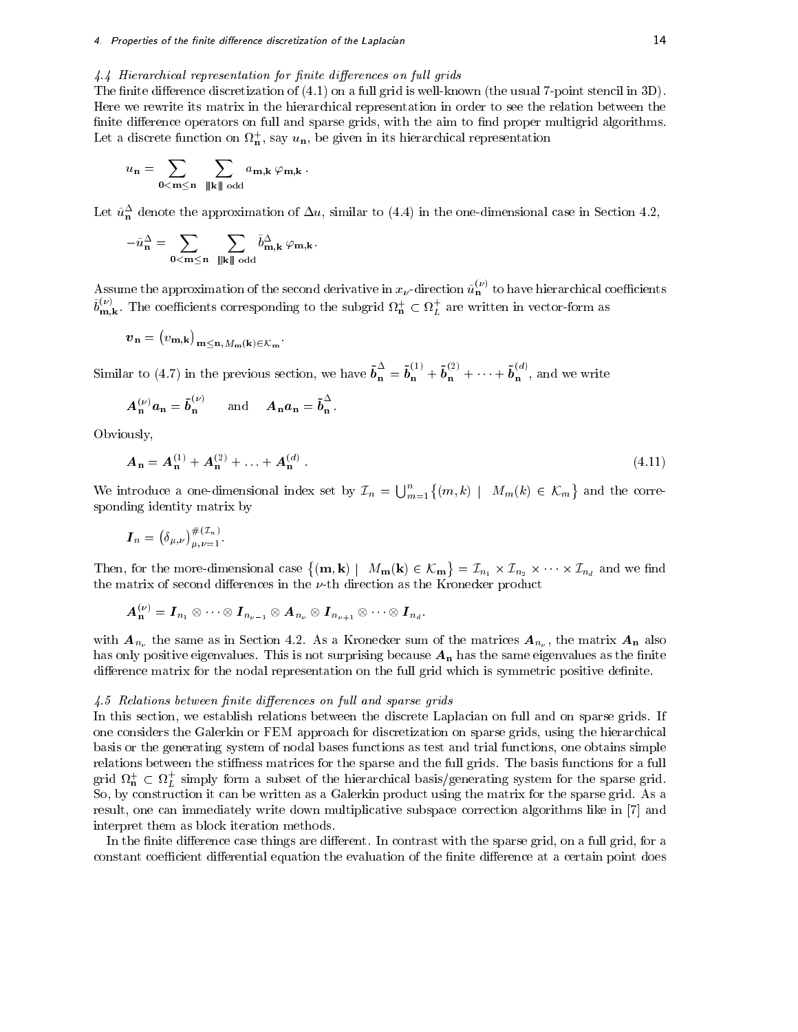### 4.4 Hierarchical representation for finite differences on full grids

The finite difference discretization of (4.1) on a full grid is well-known (the usual 7-point stencil in 3D). Here we rewrite its matrix in the hierarchical representation in order to see the relation between the finite difference operators on full and sparse grids, with the aim to find proper multigrid algorithms. Let a discrete function on $\Omega^+_{\mathbf{n}}$, say $u_{\mathbf{n}}$, be given in its hierarchical representation

$$u_{\mathbf{n}} = \sum_{\mathbf{0}<\mathbf{m}\leq\mathbf{n}} \sum_{\|\mathbf{k}\| \text{ odd}} a_{\mathbf{m},\mathbf{k}}\, \varphi_{\mathbf{m},\mathbf{k}}\,.$$

Let $\bar{u}^{\Delta}_{\mathbf{n}}$ denote the approximation of $\Delta u$, similar to (4.4) in the one-dimensional case in Section 4.2,

$$-\bar{u}^{\Delta}_{\mathbf{n}} = \sum_{\mathbf{0}<\mathbf{m}\leq\mathbf{n}} \sum_{\|\mathbf{k}\| \text{ odd}} \tilde{b}^{\Delta}_{\mathbf{m},\mathbf{k}}\, \varphi_{\mathbf{m},\mathbf{k}}.$$

Assume the approximation of the second derivative in $x_\nu$-direction $\bar{u}^{(\nu)}_{\mathbf{n}}$ to have hierarchical coefficients $\tilde{b}^{(\nu)}_{\mathbf{m},\mathbf{k}}$. The coefficients corresponding to the subgrid $\Omega^+_{\mathbf{n}} \subset \Omega^+_L$ are written in vector-form as

$$\boldsymbol{v}_{\mathbf{n}} = \left(v_{\mathbf{m},\mathbf{k}}\right)_{\mathbf{m}\leq\mathbf{n},\, M_{\mathbf{m}}(\mathbf{k})\in\mathcal{K}_{\mathbf{m}}}.$$

Similar to (4.7) in the previous section, we have $\tilde{\boldsymbol{b}}^{\Delta}_{\mathbf{n}} = \tilde{\boldsymbol{b}}^{(1)}_{\mathbf{n}} + \tilde{\boldsymbol{b}}^{(2)}_{\mathbf{n}} + \cdots + \tilde{\boldsymbol{b}}^{(d)}_{\mathbf{n}}$, and we write

$$\boldsymbol{A}^{(\nu)}_{\mathbf{n}} \boldsymbol{a}_{\mathbf{n}} = \tilde{\boldsymbol{b}}^{(\nu)}_{\mathbf{n}} \qquad \text{and} \qquad \boldsymbol{A}_{\mathbf{n}} \boldsymbol{a}_{\mathbf{n}} = \tilde{\boldsymbol{b}}^{\Delta}_{\mathbf{n}}\,.$$

Obviously,

$$\boldsymbol{A}_{\mathbf{n}} = \boldsymbol{A}^{(1)}_{\mathbf{n}} + \boldsymbol{A}^{(2)}_{\mathbf{n}} + \ldots + \boldsymbol{A}^{(d)}_{\mathbf{n}}\,. \tag{4.11}$$

We introduce a one-dimensional index set by $\mathcal{I}_n = \bigcup_{m=1}^{n} \left\{(m,k) \;\mid\; M_m(k) \in \mathcal{K}_m\right\}$ and the corresponding identity matrix by

$$\boldsymbol{I}_n = \left(\delta_{\mu,\nu}\right)^{\#(\mathcal{I}_n)}_{\mu,\nu=1}.$$

Then, for the more-dimensional case $\left\{(\mathbf{m},\mathbf{k}) \;\mid\; M_{\mathbf{m}}(\mathbf{k}) \in \mathcal{K}_{\mathbf{m}}\right\} = \mathcal{I}_{n_1} \times \mathcal{I}_{n_2} \times \cdots \times \mathcal{I}_{n_d}$ and we find the matrix of second differences in the $\nu$-th direction as the Kronecker product

$$\boldsymbol{A}^{(\nu)}_{\mathbf{n}} = \boldsymbol{I}_{n_1} \otimes \cdots \otimes \boldsymbol{I}_{n_{\nu-1}} \otimes \boldsymbol{A}_{n_\nu} \otimes \boldsymbol{I}_{n_{\nu+1}} \otimes \cdots \otimes \boldsymbol{I}_{n_d}.$$

with $\boldsymbol{A}_{n_\nu}$ the same as in Section 4.2. As a Kronecker sum of the matrices $\boldsymbol{A}_{n_\nu}$, the matrix $\boldsymbol{A}_{\mathbf{n}}$ also has only positive eigenvalues. This is not surprising because $\boldsymbol{A}_{\mathbf{n}}$ has the same eigenvalues as the finite difference matrix for the nodal representation on the full grid which is symmetric positive definite.

### 4.5 Relations between finite differences on full and sparse grids

In this section, we establish relations between the discrete Laplacian on full and on sparse grids. If one considers the Galerkin or FEM approach for discretization on sparse grids, using the hierarchical basis or the generating system of nodal bases functions as test and trial functions, one obtains simple relations between the stiffness matrices for the sparse and the full grids. The basis functions for a full grid $\Omega^+_{\mathbf{n}} \subset \Omega^+_L$ simply form a subset of the hierarchical basis/generating system for the sparse grid. So, by construction it can be written as a Galerkin product using the matrix for the sparse grid. As a result, one can immediately write down multiplicative subspace correction algorithms like in [7] and interpret them as block iteration methods.

In the finite difference case things are different. In contrast with the sparse grid, on a full grid, for a constant coefficient differential equation the evaluation of the finite difference at a certain point does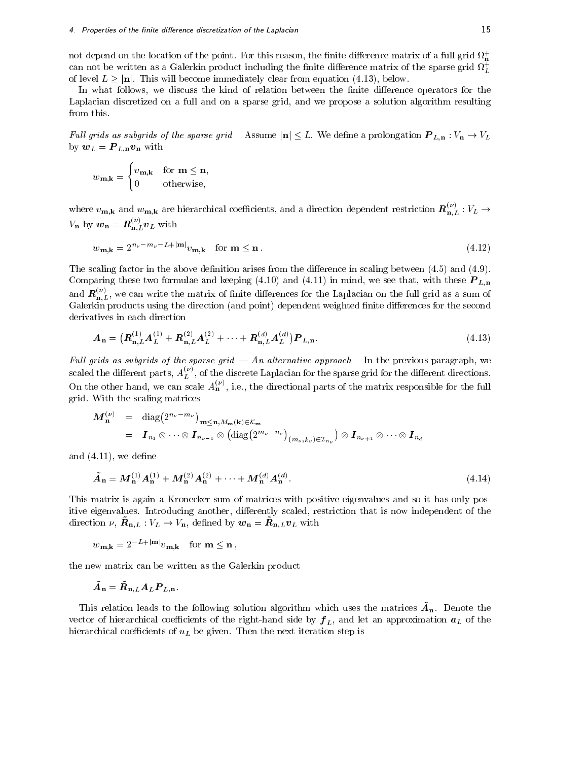not depend on the location of the point. For this reason, the finite difference matrix of a full grid $\Omega_{\mathbf{n}}^+$ can not be written as a Galerkin product including the finite difference matrix of the sparse grid $\Omega_L^+$ of level $L \geq |\mathbf{n}|$. This will become immediately clear from equation (4.13), below.

In what follows, we discuss the kind of relation between the finite difference operators for the Laplacian discretized on a full and on a sparse grid, and we propose a solution algorithm resulting from this.

*Full grids as subgrids of the sparse grid* Assume $|\mathbf{n}| \leq L$. We define a prolongation $\boldsymbol{P}_{L,\mathbf{n}} : V_{\mathbf{n}} \to V_L$ by $\boldsymbol{w}_L = \boldsymbol{P}_{L,\mathbf{n}} \boldsymbol{v}_{\mathbf{n}}$ with

$$w_{\mathbf{m},\mathbf{k}} = \begin{cases} v_{\mathbf{m},\mathbf{k}} & \text{for } \mathbf{m} \leq \mathbf{n}, \\ 0 & \text{otherwise}, \end{cases}$$

where $v_{\mathbf{m},\mathbf{k}}$ and $w_{\mathbf{m},\mathbf{k}}$ are hierarchical coefficients, and a direction dependent restriction $\boldsymbol{R}_{\mathbf{n},L}^{(\nu)} : V_L \to V_{\mathbf{n}}$ by $\boldsymbol{w}_{\mathbf{n}} = \boldsymbol{R}_{\mathbf{n},L}^{(\nu)} \boldsymbol{v}_L$ with

$$w_{\mathbf{m},\mathbf{k}} = 2^{n_\nu - m_\nu - L + |\mathbf{m}|} v_{\mathbf{m},\mathbf{k}} \quad \text{for } \mathbf{m} \leq \mathbf{n}\,. \tag{4.12}$$

The scaling factor in the above definition arises from the difference in scaling between (4.5) and (4.9). Comparing these two formulae and keeping (4.10) and (4.11) in mind, we see that, with these $\boldsymbol{P}_{L,\mathbf{n}}$ and $\boldsymbol{R}_{\mathbf{n},L}^{(\nu)}$, we can write the matrix of finite differences for the Laplacian on the full grid as a sum of Galerkin products using the direction (and point) dependent weighted finite differences for the second derivatives in each direction

$$\boldsymbol{A}_{\mathbf{n}} = \big(\boldsymbol{R}_{\mathbf{n},L}^{(1)} \boldsymbol{A}_L^{(1)} + \boldsymbol{R}_{\mathbf{n},L}^{(2)} \boldsymbol{A}_L^{(2)} + \cdots + \boldsymbol{R}_{\mathbf{n},L}^{(d)} \boldsymbol{A}_L^{(d)}\big) \boldsymbol{P}_{L,\mathbf{n}}. \tag{4.13}$$

*Full grids as subgrids of the sparse grid — An alternative approach* In the previous paragraph, we scaled the different parts, $A_L^{(\nu)}$, of the discrete Laplacian for the sparse grid for the different directions. On the other hand, we can scale $A_{\mathbf{n}}^{(\nu)}$, i.e., the directional parts of the matrix responsible for the full grid. With the scaling matrices

$$\begin{aligned} \boldsymbol{M}_{\mathbf{n}}^{(\nu)} &= \operatorname{diag}\big(2^{n_\nu - m_\nu}\big)_{\mathbf{m} \leq \mathbf{n}, M_{\mathbf{m}}(\mathbf{k}) \in \mathcal{K}_{\mathbf{m}}} \\ &= \boldsymbol{I}_{n_1} \otimes \cdots \otimes \boldsymbol{I}_{n_{\nu-1}} \otimes \big(\operatorname{diag}\big(2^{m_\nu - n_\nu}\big)_{(m_\nu, k_\nu) \in \mathcal{I}_{n_\nu}}\big) \otimes \boldsymbol{I}_{n_{\nu+1}} \otimes \cdots \otimes \boldsymbol{I}_{n_d} \end{aligned}$$

and (4.11), we define

$$\tilde{\boldsymbol{A}}_{\mathbf{n}} = \boldsymbol{M}_{\mathbf{n}}^{(1)} \boldsymbol{A}_{\mathbf{n}}^{(1)} + \boldsymbol{M}_{\mathbf{n}}^{(2)} \boldsymbol{A}_{\mathbf{n}}^{(2)} + \cdots + \boldsymbol{M}_{\mathbf{n}}^{(d)} \boldsymbol{A}_{\mathbf{n}}^{(d)}. \tag{4.14}$$

This matrix is again a Kronecker sum of matrices with positive eigenvalues and so it has only positive eigenvalues. Introducing another, differently scaled, restriction that is now independent of the direction $\nu$, $\tilde{\boldsymbol{R}}_{\mathbf{n},L} : V_L \to V_{\mathbf{n}}$, defined by $\boldsymbol{w}_{\mathbf{n}} = \tilde{\boldsymbol{R}}_{\mathbf{n},L} \boldsymbol{v}_L$ with

$$w_{\mathbf{m},\mathbf{k}} = 2^{-L + |\mathbf{m}|} v_{\mathbf{m},\mathbf{k}} \quad \text{for } \mathbf{m} \leq \mathbf{n}\,,$$

the new matrix can be written as the Galerkin product

$$\tilde{\boldsymbol{A}}_{\mathbf{n}} = \tilde{\boldsymbol{R}}_{\mathbf{n},L} \boldsymbol{A}_L \boldsymbol{P}_{L,\mathbf{n}}.$$

This relation leads to the following solution algorithm which uses the matrices $\tilde{\boldsymbol{A}}_{\mathbf{n}}$. Denote the vector of hierarchical coefficients of the right-hand side by $\boldsymbol{f}_L$, and let an approximation $\boldsymbol{a}_L$ of the hierarchical coefficients of $u_L$ be given. Then the next iteration step is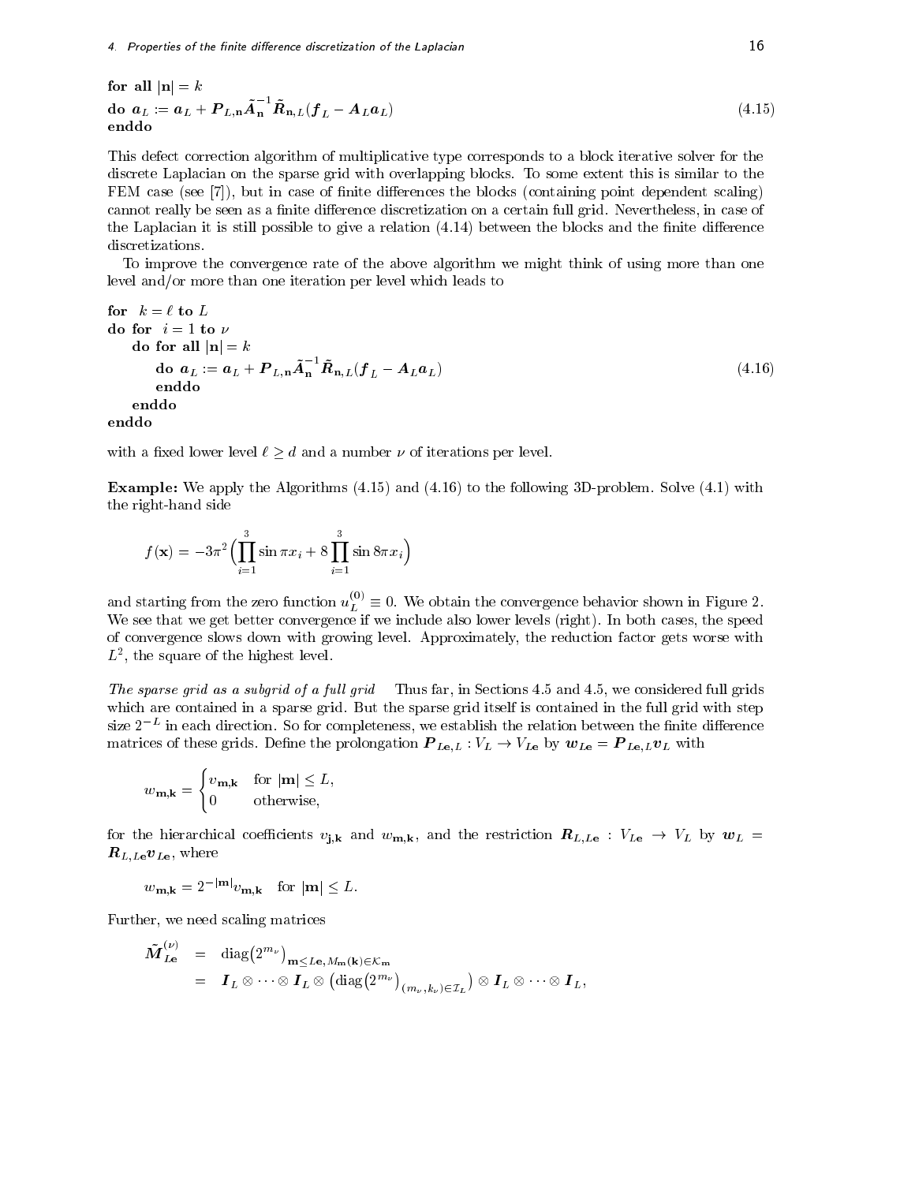**for all** $|\mathbf{n}| = k$
**do** $\boldsymbol{a}_L := \boldsymbol{a}_L + \boldsymbol{P}_{L,\mathbf{n}}\tilde{\boldsymbol{A}}_{\mathbf{n}}^{-1}\tilde{\boldsymbol{R}}_{\mathbf{n},L}(\boldsymbol{f}_L - \boldsymbol{A}_L\boldsymbol{a}_L)$ (4.15)
**enddo**

This defect correction algorithm of multiplicative type corresponds to a block iterative solver for the discrete Laplacian on the sparse grid with overlapping blocks. To some extent this is similar to the FEM case (see [7]), but in case of finite differences the blocks (containing point dependent scaling) cannot really be seen as a finite difference discretization on a certain full grid. Nevertheless, in case of the Laplacian it is still possible to give a relation (4.14) between the blocks and the finite difference discretizations.

To improve the convergence rate of the above algorithm we might think of using more than one level and/or more than one iteration per level which leads to

**for** $k = \ell$ **to** $L$
**do for** $i = 1$ **to** $\nu$
  **do for all** $|\mathbf{n}| = k$
    **do** $\boldsymbol{a}_L := \boldsymbol{a}_L + \boldsymbol{P}_{L,\mathbf{n}}\tilde{\boldsymbol{A}}_{\mathbf{n}}^{-1}\tilde{\boldsymbol{R}}_{\mathbf{n},L}(\boldsymbol{f}_L - \boldsymbol{A}_L\boldsymbol{a}_L)$ (4.16)
    **enddo**
  **enddo**
**enddo**

with a fixed lower level $\ell \geq d$ and a number $\nu$ of iterations per level.

**Example:** We apply the Algorithms (4.15) and (4.16) to the following 3D-problem. Solve (4.1) with the right-hand side

$$f(\mathbf{x}) = -3\pi^2\Big(\prod_{i=1}^{3}\sin \pi x_i + 8\prod_{i=1}^{3}\sin 8\pi x_i\Big)$$

and starting from the zero function $u_L^{(0)} \equiv 0$. We obtain the convergence behavior shown in Figure 2. We see that we get better convergence if we include also lower levels (right). In both cases, the speed of convergence slows down with growing level. Approximately, the reduction factor gets worse with $L^2$, the square of the highest level.

*The sparse grid as a subgrid of a full grid* Thus far, in Sections 4.5 and 4.5, we considered full grids which are contained in a sparse grid. But the sparse grid itself is contained in the full grid with step size $2^{-L}$ in each direction. So for completeness, we establish the relation between the finite difference matrices of these grids. Define the prolongation $\boldsymbol{P}_{L\mathbf{e},L} : V_L \to V_{L\mathbf{e}}$ by $\boldsymbol{w}_{L\mathbf{e}} = \boldsymbol{P}_{L\mathbf{e},L}\boldsymbol{v}_L$ with

$$w_{\mathbf{m},\mathbf{k}} = \begin{cases} v_{\mathbf{m},\mathbf{k}} & \text{for } |\mathbf{m}| \leq L, \\ 0 & \text{otherwise,} \end{cases}$$

for the hierarchical coefficients $v_{\mathbf{j},\mathbf{k}}$ and $w_{\mathbf{m},\mathbf{k}}$, and the restriction $\boldsymbol{R}_{L,L\mathbf{e}} : V_{L\mathbf{e}} \to V_L$ by $\boldsymbol{w}_L = \boldsymbol{R}_{L,L\mathbf{e}}\boldsymbol{v}_{L\mathbf{e}}$, where

$$w_{\mathbf{m},\mathbf{k}} = 2^{-|\mathbf{m}|}v_{\mathbf{m},\mathbf{k}} \quad \text{for } |\mathbf{m}| \leq L.$$

Further, we need scaling matrices

$$\begin{aligned}
\tilde{\boldsymbol{M}}_{L\mathbf{e}}^{(\nu)} &= \operatorname{diag}\big(2^{m_\nu}\big)_{\mathbf{m}\leq L\mathbf{e},\, M_{\mathbf{m}}(\mathbf{k})\in\mathcal{K}_{\mathbf{m}}} \\
&= \boldsymbol{I}_L \otimes \cdots \otimes \boldsymbol{I}_L \otimes \big(\operatorname{diag}\big(2^{m_\nu}\big)_{(m_\nu,k_\nu)\in\mathcal{I}_L}\big) \otimes \boldsymbol{I}_L \otimes \cdots \otimes \boldsymbol{I}_L,
\end{aligned}$$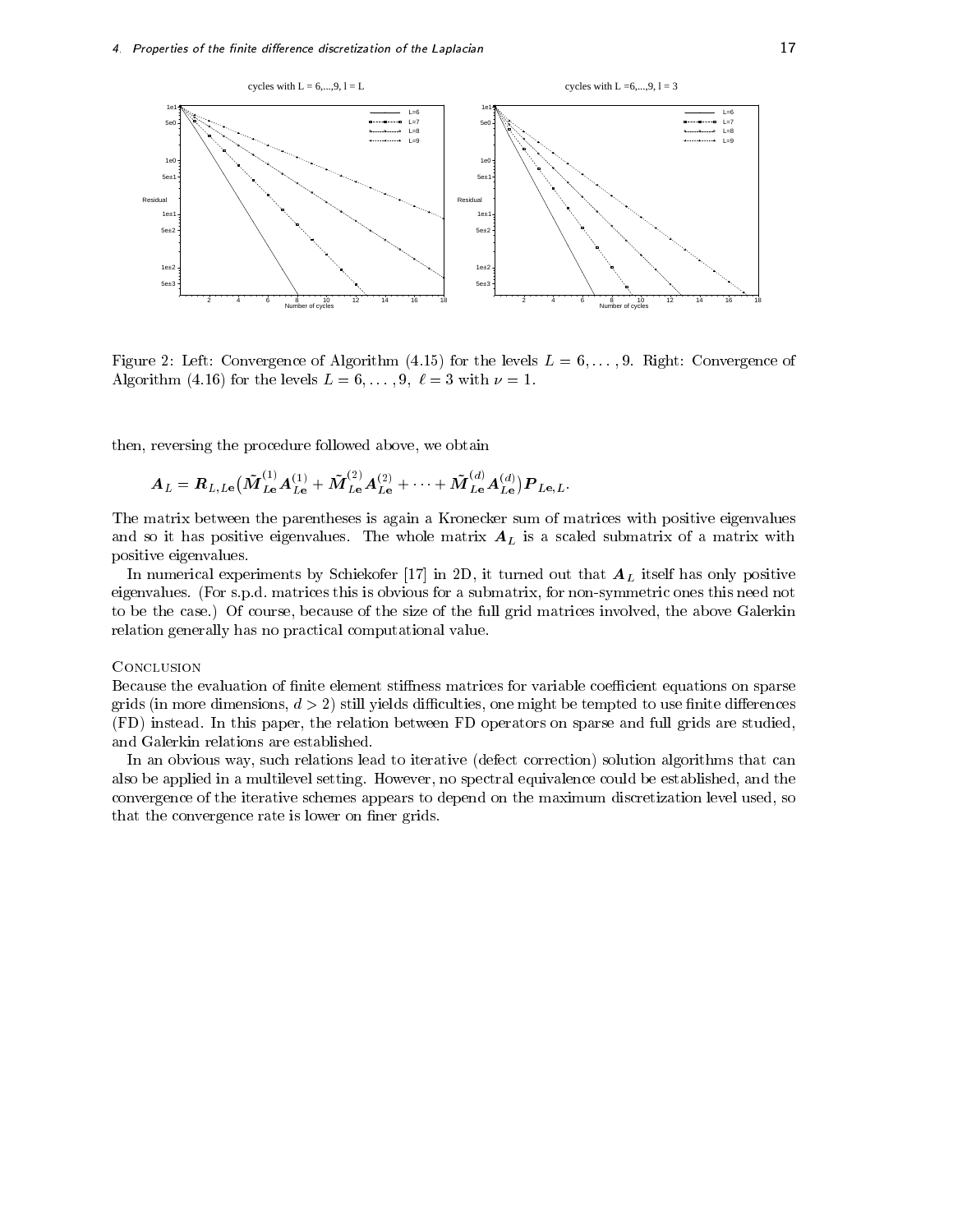Figure 2: Left: Convergence of Algorithm (4.15) for the levels $L = 6, \dots, 9$. Right: Convergence of Algorithm (4.16) for the levels $L = 6, \dots, 9$, $\ell = 3$ with $\nu = 1$.

then, reversing the procedure followed above, we obtain

$$\boldsymbol{A}_L = \boldsymbol{R}_{L,L\mathbf{e}}\big(\tilde{\boldsymbol{M}}^{(1)}_{L\mathbf{e}}\boldsymbol{A}^{(1)}_{L\mathbf{e}} + \tilde{\boldsymbol{M}}^{(2)}_{L\mathbf{e}}\boldsymbol{A}^{(2)}_{L\mathbf{e}} + \cdots + \tilde{\boldsymbol{M}}^{(d)}_{L\mathbf{e}}\boldsymbol{A}^{(d)}_{L\mathbf{e}}\big)\boldsymbol{P}_{L\mathbf{e},L}.$$

The matrix between the parentheses is again a Kronecker sum of matrices with positive eigenvalues and so it has positive eigenvalues. The whole matrix $\boldsymbol{A}_L$ is a scaled submatrix of a matrix with positive eigenvalues.

In numerical experiments by Schiekofer [17] in 2D, it turned out that $\boldsymbol{A}_L$ itself has only positive eigenvalues. (For s.p.d. matrices this is obvious for a submatrix, for non-symmetric ones this need not to be the case.) Of course, because of the size of the full grid matrices involved, the above Galerkin relation generally has no practical computational value.

## Conclusion

Because the evaluation of finite element stiffness matrices for variable coefficient equations on sparse grids (in more dimensions, $d > 2$) still yields difficulties, one might be tempted to use finite differences (FD) instead. In this paper, the relation between FD operators on sparse and full grids are studied, and Galerkin relations are established.

In an obvious way, such relations lead to iterative (defect correction) solution algorithms that can also be applied in a multilevel setting. However, no spectral equivalence could be established, and the convergence of the iterative schemes appears to depend on the maximum discretization level used, so that the convergence rate is lower on finer grids.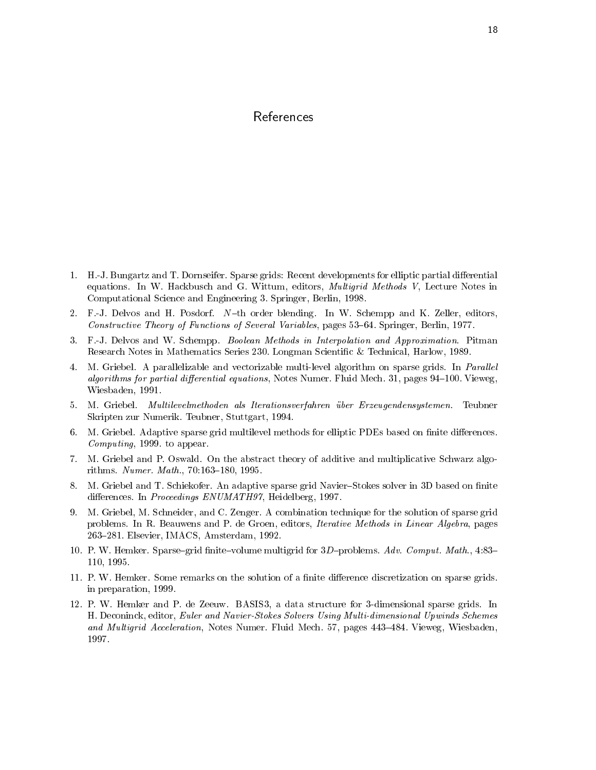# References

1. H.-J. Bungartz and T. Dornseifer. Sparse grids: Recent developments for elliptic partial differential equations. In W. Hackbusch and G. Wittum, editors, *Multigrid Methods V*, Lecture Notes in Computational Science and Engineering 3. Springer, Berlin, 1998.
2. F.-J. Delvos and H. Posdorf. $N$–th order blending. In W. Schempp and K. Zeller, editors, *Constructive Theory of Functions of Several Variables*, pages 53–64. Springer, Berlin, 1977.
3. F.-J. Delvos and W. Schempp. *Boolean Methods in Interpolation and Approximation*. Pitman Research Notes in Mathematics Series 230. Longman Scientific & Technical, Harlow, 1989.
4. M. Griebel. A parallelizable and vectorizable multi-level algorithm on sparse grids. In *Parallel algorithms for partial differential equations*, Notes Numer. Fluid Mech. 31, pages 94–100. Vieweg, Wiesbaden, 1991.
5. M. Griebel. *Multilevelmethoden als Iterationsverfahren über Erzeugendensystemen.* Teubner Skripten zur Numerik. Teubner, Stuttgart, 1994.
6. M. Griebel. Adaptive sparse grid multilevel methods for elliptic PDEs based on finite differences. *Computing*, 1999. to appear.
7. M. Griebel and P. Oswald. On the abstract theory of additive and multiplicative Schwarz algorithms. *Numer. Math.*, 70:163–180, 1995.
8. M. Griebel and T. Schiekofer. An adaptive sparse grid Navier–Stokes solver in 3D based on finite differences. In *Proceedings ENUMATH97*, Heidelberg, 1997.
9. M. Griebel, M. Schneider, and C. Zenger. A combination technique for the solution of sparse grid problems. In R. Beauwens and P. de Groen, editors, *Iterative Methods in Linear Algebra*, pages 263–281. Elsevier, IMACS, Amsterdam, 1992.
10. P. W. Hemker. Sparse–grid finite–volume multigrid for $3D$–problems. *Adv. Comput. Math.*, 4:83–110, 1995.
11. P. W. Hemker. Some remarks on the solution of a finite difference discretization on sparse grids. in preparation, 1999.
12. P. W. Hemker and P. de Zeeuw. BASIS3, a data structure for 3-dimensional sparse grids. In H. Deconinck, editor, *Euler and Navier-Stokes Solvers Using Multi-dimensional Upwinds Schemes and Multigrid Acceleration*, Notes Numer. Fluid Mech. 57, pages 443–484. Vieweg, Wiesbaden, 1997.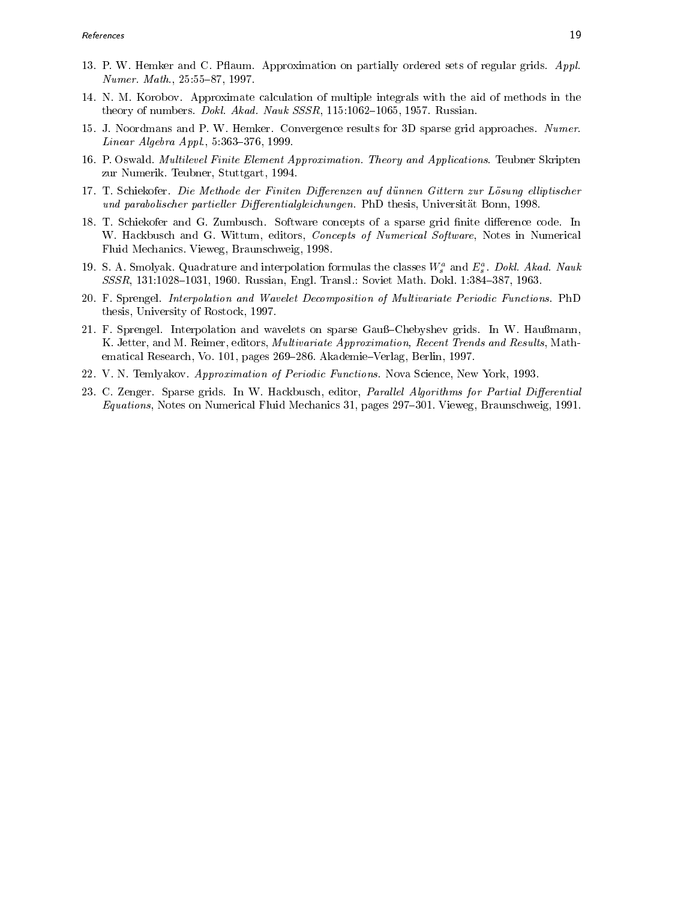13. P. W. Hemker and C. Pflaum. Approximation on partially ordered sets of regular grids. *Appl. Numer. Math.*, 25:55–87, 1997.

14. N. M. Korobov. Approximate calculation of multiple integrals with the aid of methods in the theory of numbers. *Dokl. Akad. Nauk SSSR*, 115:1062–1065, 1957. Russian.

15. J. Noordmans and P. W. Hemker. Convergence results for 3D sparse grid approaches. *Numer. Linear Algebra Appl.*, 5:363–376, 1999.

16. P. Oswald. *Multilevel Finite Element Approximation. Theory and Applications*. Teubner Skripten zur Numerik. Teubner, Stuttgart, 1994.

17. T. Schiekofer. *Die Methode der Finiten Differenzen auf dünnen Gittern zur Lösung elliptischer und parabolischer partieller Differentialgleichungen*. PhD thesis, Universität Bonn, 1998.

18. T. Schiekofer and G. Zumbusch. Software concepts of a sparse grid finite difference code. In W. Hackbusch and G. Wittum, editors, *Concepts of Numerical Software*, Notes in Numerical Fluid Mechanics. Vieweg, Braunschweig, 1998.

19. S. A. Smolyak. Quadrature and interpolation formulas the classes $W_s^a$ and $E_s^a$. *Dokl. Akad. Nauk SSSR*, 131:1028–1031, 1960. Russian, Engl. Transl.: Soviet Math. Dokl. 1:384–387, 1963.

20. F. Sprengel. *Interpolation and Wavelet Decomposition of Multivariate Periodic Functions*. PhD thesis, University of Rostock, 1997.

21. F. Sprengel. Interpolation and wavelets on sparse Gauß–Chebyshev grids. In W. Haußmann, K. Jetter, and M. Reimer, editors, *Multivariate Approximation, Recent Trends and Results*, Mathematical Research, Vo. 101, pages 269–286. Akademie–Verlag, Berlin, 1997.

22. V. N. Temlyakov. *Approximation of Periodic Functions*. Nova Science, New York, 1993.

23. C. Zenger. Sparse grids. In W. Hackbusch, editor, *Parallel Algorithms for Partial Differential Equations*, Notes on Numerical Fluid Mechanics 31, pages 297–301. Vieweg, Braunschweig, 1991.